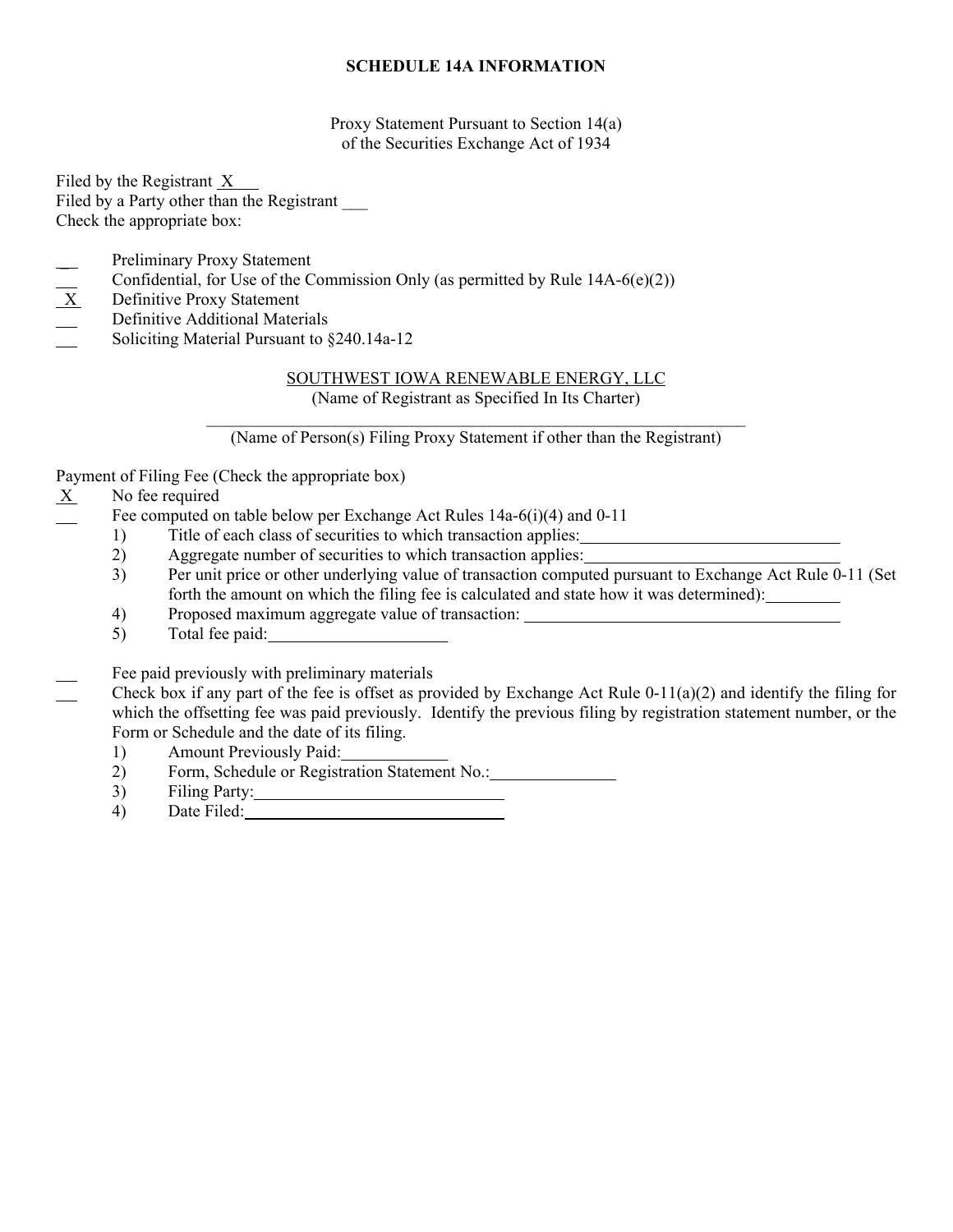**SCHEDULE 14A INFORMATION**

Proxy Statement Pursuant to Section 14(a)
of the Securities Exchange Act of 1934

Filed by the Registrant X
Filed by a Party other than the Registrant ___
Check the appropriate box:

- ___ Preliminary Proxy Statement
- ___ Confidential, for Use of the Commission Only (as permitted by Rule 14A-6(e)(2))
- X Definitive Proxy Statement
- ___ Definitive Additional Materials
- ___ Soliciting Material Pursuant to §240.14a-12

SOUTHWEST IOWA RENEWABLE ENERGY, LLC
(Name of Registrant as Specified In Its Charter)

___________________________________________
(Name of Person(s) Filing Proxy Statement if other than the Registrant)

Payment of Filing Fee (Check the appropriate box)

- X No fee required
- ___ Fee computed on table below per Exchange Act Rules 14a-6(i)(4) and 0-11
  1) Title of each class of securities to which transaction applies:
  2) Aggregate number of securities to which transaction applies:
  3) Per unit price or other underlying value of transaction computed pursuant to Exchange Act Rule 0-11 (Set forth the amount on which the filing fee is calculated and state how it was determined):
  4) Proposed maximum aggregate value of transaction:
  5) Total fee paid:
- ___ Fee paid previously with preliminary materials
- ___ Check box if any part of the fee is offset as provided by Exchange Act Rule 0-11(a)(2) and identify the filing for which the offsetting fee was paid previously. Identify the previous filing by registration statement number, or the Form or Schedule and the date of its filing.
  1) Amount Previously Paid:
  2) Form, Schedule or Registration Statement No.:
  3) Filing Party:
  4) Date Filed: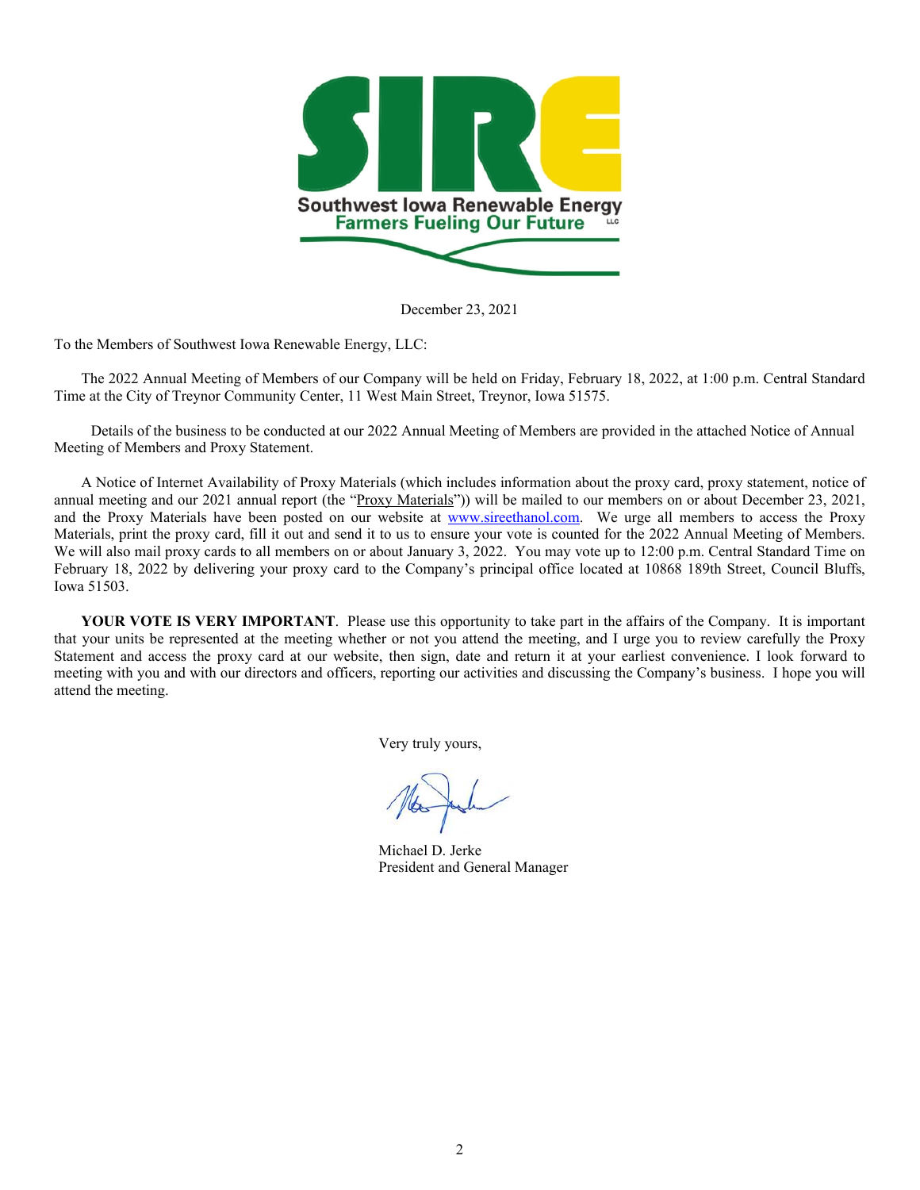December 23, 2021

To the Members of Southwest Iowa Renewable Energy, LLC:

The 2022 Annual Meeting of Members of our Company will be held on Friday, February 18, 2022, at 1:00 p.m. Central Standard Time at the City of Treynor Community Center, 11 West Main Street, Treynor, Iowa 51575.

Details of the business to be conducted at our 2022 Annual Meeting of Members are provided in the attached Notice of Annual Meeting of Members and Proxy Statement.

A Notice of Internet Availability of Proxy Materials (which includes information about the proxy card, proxy statement, notice of annual meeting and our 2021 annual report (the "Proxy Materials")) will be mailed to our members on or about December 23, 2021, and the Proxy Materials have been posted on our website at www.sireethanol.com. We urge all members to access the Proxy Materials, print the proxy card, fill it out and send it to us to ensure your vote is counted for the 2022 Annual Meeting of Members. We will also mail proxy cards to all members on or about January 3, 2022. You may vote up to 12:00 p.m. Central Standard Time on February 18, 2022 by delivering your proxy card to the Company's principal office located at 10868 189th Street, Council Bluffs, Iowa 51503.

**YOUR VOTE IS VERY IMPORTANT**. Please use this opportunity to take part in the affairs of the Company. It is important that your units be represented at the meeting whether or not you attend the meeting, and I urge you to review carefully the Proxy Statement and access the proxy card at our website, then sign, date and return it at your earliest convenience. I look forward to meeting with you and with our directors and officers, reporting our activities and discussing the Company's business. I hope you will attend the meeting.

Very truly yours,

Michael D. Jerke
President and General Manager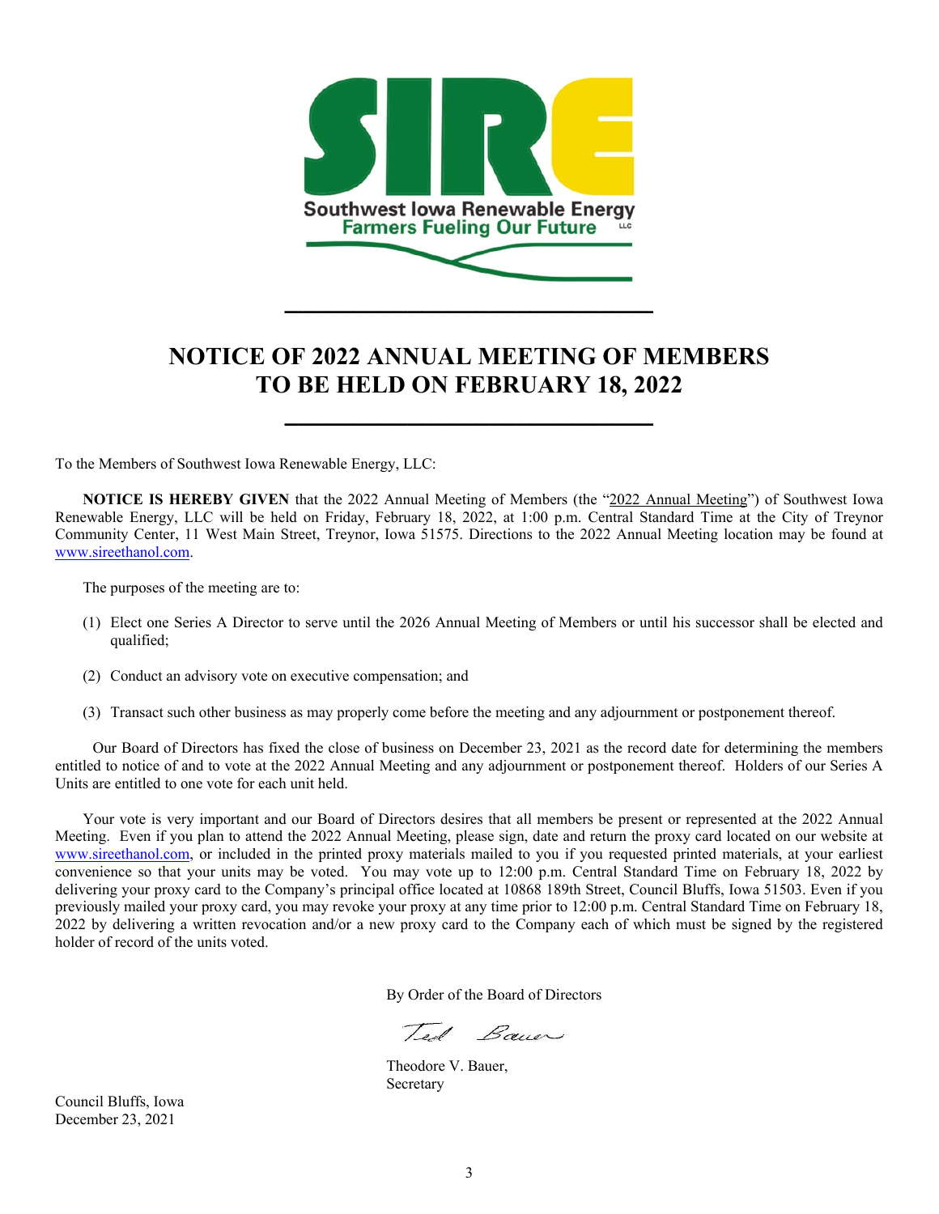Southwest Iowa Renewable Energy
Farmers Fueling Our Future

# NOTICE OF 2022 ANNUAL MEETING OF MEMBERS TO BE HELD ON FEBRUARY 18, 2022

To the Members of Southwest Iowa Renewable Energy, LLC:

**NOTICE IS HEREBY GIVEN** that the 2022 Annual Meeting of Members (the "2022 Annual Meeting") of Southwest Iowa Renewable Energy, LLC will be held on Friday, February 18, 2022, at 1:00 p.m. Central Standard Time at the City of Treynor Community Center, 11 West Main Street, Treynor, Iowa 51575. Directions to the 2022 Annual Meeting location may be found at www.sireethanol.com.

The purposes of the meeting are to:

(1) Elect one Series A Director to serve until the 2026 Annual Meeting of Members or until his successor shall be elected and qualified;

(2) Conduct an advisory vote on executive compensation; and

(3) Transact such other business as may properly come before the meeting and any adjournment or postponement thereof.

Our Board of Directors has fixed the close of business on December 23, 2021 as the record date for determining the members entitled to notice of and to vote at the 2022 Annual Meeting and any adjournment or postponement thereof. Holders of our Series A Units are entitled to one vote for each unit held.

Your vote is very important and our Board of Directors desires that all members be present or represented at the 2022 Annual Meeting. Even if you plan to attend the 2022 Annual Meeting, please sign, date and return the proxy card located on our website at www.sireethanol.com, or included in the printed proxy materials mailed to you if you requested printed materials, at your earliest convenience so that your units may be voted. You may vote up to 12:00 p.m. Central Standard Time on February 18, 2022 by delivering your proxy card to the Company's principal office located at 10868 189th Street, Council Bluffs, Iowa 51503. Even if you previously mailed your proxy card, you may revoke your proxy at any time prior to 12:00 p.m. Central Standard Time on February 18, 2022 by delivering a written revocation and/or a new proxy card to the Company each of which must be signed by the registered holder of record of the units voted.

By Order of the Board of Directors

Ted Bauer

Theodore V. Bauer,
Secretary

Council Bluffs, Iowa
December 23, 2021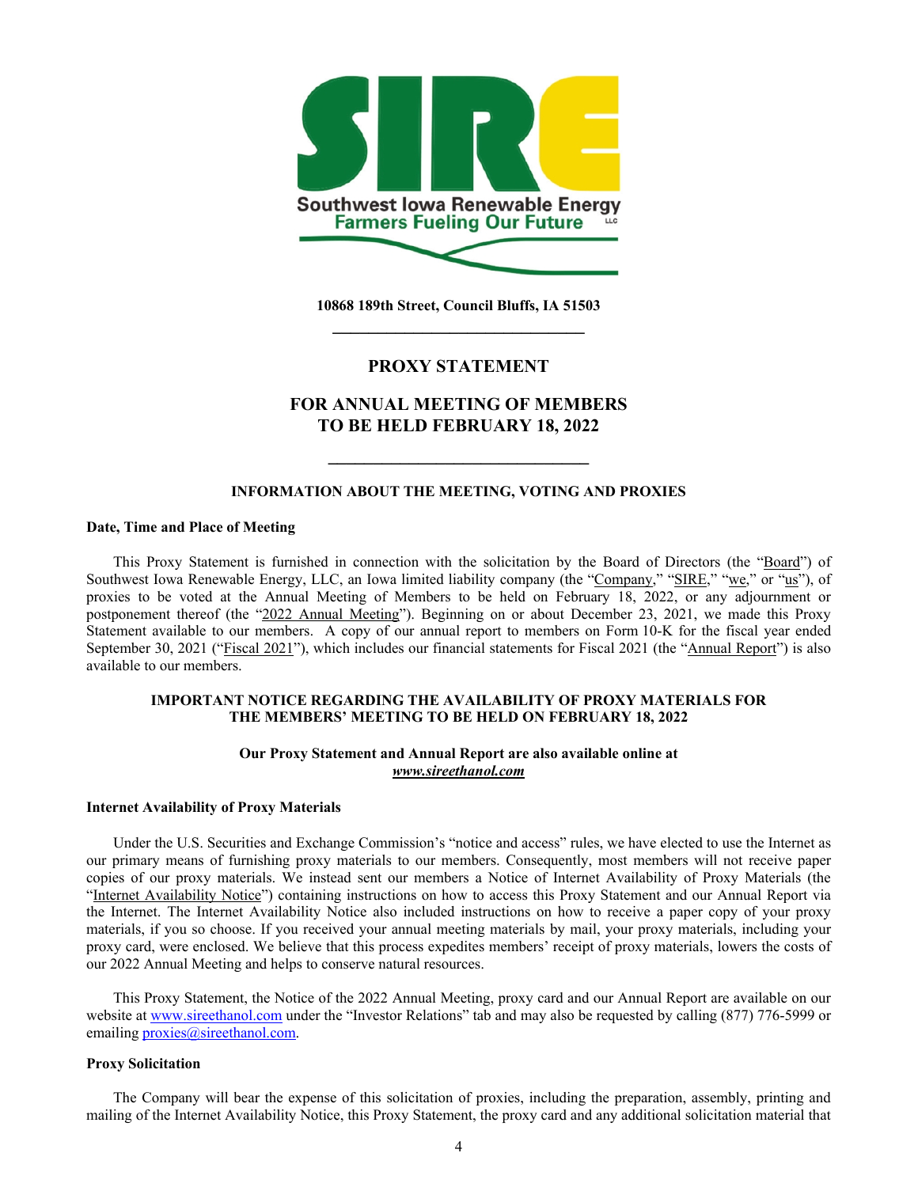Southwest Iowa Renewable Energy
Farmers Fueling Our Future

**10868 189th Street, Council Bluffs, IA 51503**

---

# PROXY STATEMENT

# FOR ANNUAL MEETING OF MEMBERS TO BE HELD FEBRUARY 18, 2022

---

## INFORMATION ABOUT THE MEETING, VOTING AND PROXIES

### Date, Time and Place of Meeting

This Proxy Statement is furnished in connection with the solicitation by the Board of Directors (the "Board") of Southwest Iowa Renewable Energy, LLC, an Iowa limited liability company (the "Company," "SIRE," "we," or "us"), of proxies to be voted at the Annual Meeting of Members to be held on February 18, 2022, or any adjournment or postponement thereof (the "2022 Annual Meeting"). Beginning on or about December 23, 2021, we made this Proxy Statement available to our members. A copy of our annual report to members on Form 10-K for the fiscal year ended September 30, 2021 ("Fiscal 2021"), which includes our financial statements for Fiscal 2021 (the "Annual Report") is also available to our members.

**IMPORTANT NOTICE REGARDING THE AVAILABILITY OF PROXY MATERIALS FOR THE MEMBERS' MEETING TO BE HELD ON FEBRUARY 18, 2022**

**Our Proxy Statement and Annual Report are also available online at *www.sireethanol.com***

### Internet Availability of Proxy Materials

Under the U.S. Securities and Exchange Commission's "notice and access" rules, we have elected to use the Internet as our primary means of furnishing proxy materials to our members. Consequently, most members will not receive paper copies of our proxy materials. We instead sent our members a Notice of Internet Availability of Proxy Materials (the "Internet Availability Notice") containing instructions on how to access this Proxy Statement and our Annual Report via the Internet. The Internet Availability Notice also included instructions on how to receive a paper copy of your proxy materials, if you so choose. If you received your annual meeting materials by mail, your proxy materials, including your proxy card, were enclosed. We believe that this process expedites members' receipt of proxy materials, lowers the costs of our 2022 Annual Meeting and helps to conserve natural resources.

This Proxy Statement, the Notice of the 2022 Annual Meeting, proxy card and our Annual Report are available on our website at www.sireethanol.com under the "Investor Relations" tab and may also be requested by calling (877) 776-5999 or emailing proxies@sireethanol.com.

### Proxy Solicitation

The Company will bear the expense of this solicitation of proxies, including the preparation, assembly, printing and mailing of the Internet Availability Notice, this Proxy Statement, the proxy card and any additional solicitation material that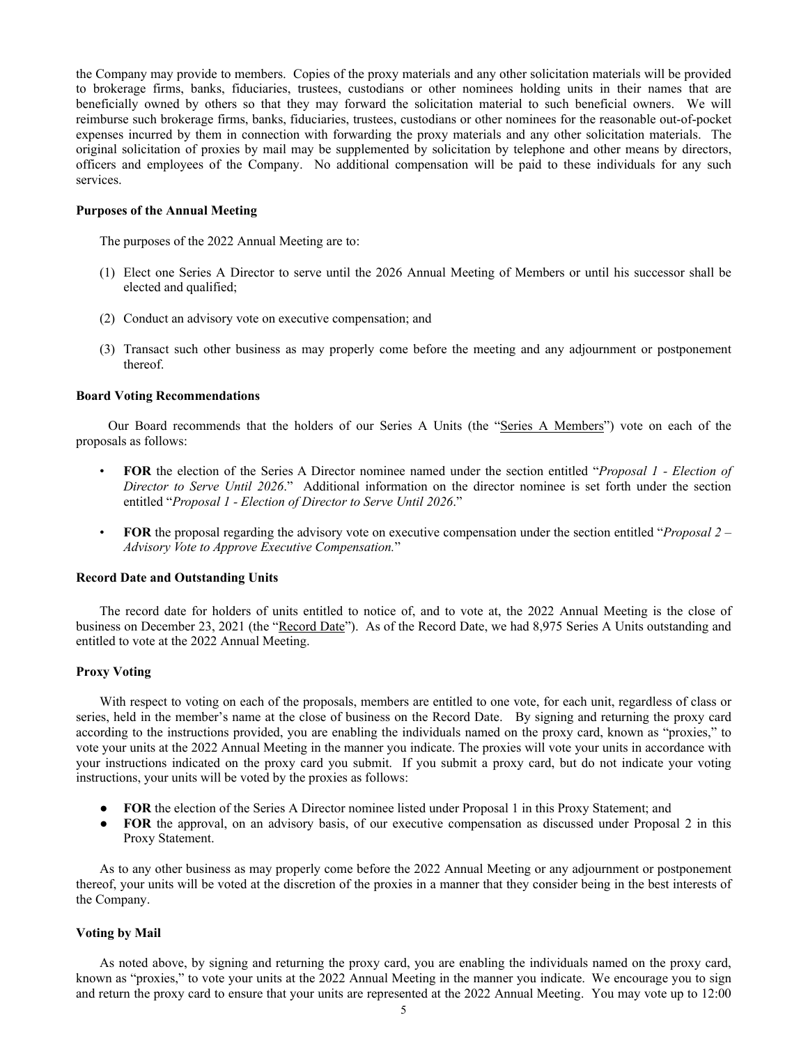the Company may provide to members. Copies of the proxy materials and any other solicitation materials will be provided to brokerage firms, banks, fiduciaries, trustees, custodians or other nominees holding units in their names that are beneficially owned by others so that they may forward the solicitation material to such beneficial owners. We will reimburse such brokerage firms, banks, fiduciaries, trustees, custodians or other nominees for the reasonable out-of-pocket expenses incurred by them in connection with forwarding the proxy materials and any other solicitation materials. The original solicitation of proxies by mail may be supplemented by solicitation by telephone and other means by directors, officers and employees of the Company. No additional compensation will be paid to these individuals for any such services.

**Purposes of the Annual Meeting**

The purposes of the 2022 Annual Meeting are to:

(1) Elect one Series A Director to serve until the 2026 Annual Meeting of Members or until his successor shall be elected and qualified;

(2) Conduct an advisory vote on executive compensation; and

(3) Transact such other business as may properly come before the meeting and any adjournment or postponement thereof.

**Board Voting Recommendations**

Our Board recommends that the holders of our Series A Units (the "Series A Members") vote on each of the proposals as follows:

- **FOR** the election of the Series A Director nominee named under the section entitled "*Proposal 1 - Election of Director to Serve Until 2026*." Additional information on the director nominee is set forth under the section entitled "*Proposal 1 - Election of Director to Serve Until 2026*."
- **FOR** the proposal regarding the advisory vote on executive compensation under the section entitled "*Proposal 2 – Advisory Vote to Approve Executive Compensation.*"

**Record Date and Outstanding Units**

The record date for holders of units entitled to notice of, and to vote at, the 2022 Annual Meeting is the close of business on December 23, 2021 (the "Record Date"). As of the Record Date, we had 8,975 Series A Units outstanding and entitled to vote at the 2022 Annual Meeting.

**Proxy Voting**

With respect to voting on each of the proposals, members are entitled to one vote, for each unit, regardless of class or series, held in the member's name at the close of business on the Record Date. By signing and returning the proxy card according to the instructions provided, you are enabling the individuals named on the proxy card, known as "proxies," to vote your units at the 2022 Annual Meeting in the manner you indicate. The proxies will vote your units in accordance with your instructions indicated on the proxy card you submit. If you submit a proxy card, but do not indicate your voting instructions, your units will be voted by the proxies as follows:

- **FOR** the election of the Series A Director nominee listed under Proposal 1 in this Proxy Statement; and
- **FOR** the approval, on an advisory basis, of our executive compensation as discussed under Proposal 2 in this Proxy Statement.

As to any other business as may properly come before the 2022 Annual Meeting or any adjournment or postponement thereof, your units will be voted at the discretion of the proxies in a manner that they consider being in the best interests of the Company.

**Voting by Mail**

As noted above, by signing and returning the proxy card, you are enabling the individuals named on the proxy card, known as "proxies," to vote your units at the 2022 Annual Meeting in the manner you indicate. We encourage you to sign and return the proxy card to ensure that your units are represented at the 2022 Annual Meeting. You may vote up to 12:00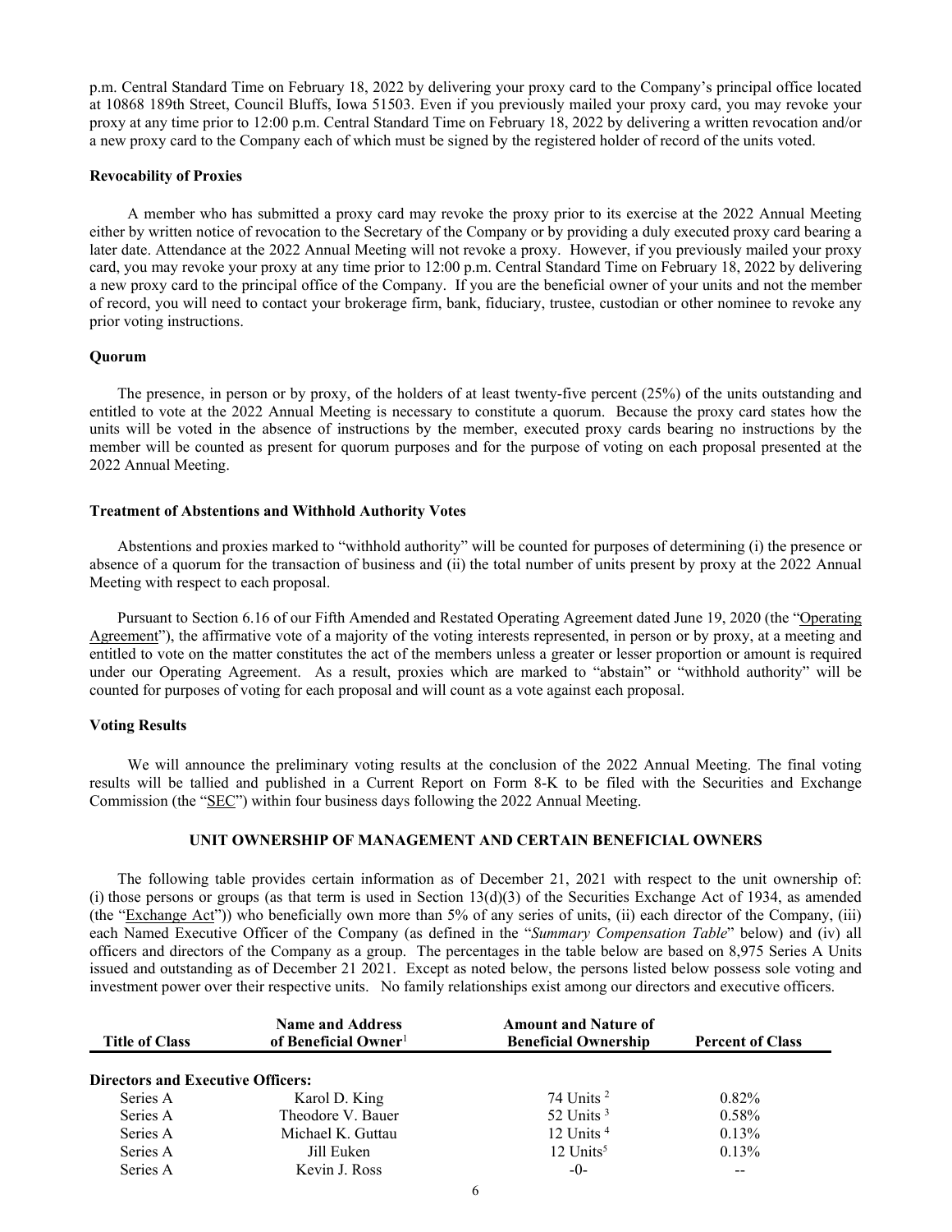p.m. Central Standard Time on February 18, 2022 by delivering your proxy card to the Company's principal office located at 10868 189th Street, Council Bluffs, Iowa 51503. Even if you previously mailed your proxy card, you may revoke your proxy at any time prior to 12:00 p.m. Central Standard Time on February 18, 2022 by delivering a written revocation and/or a new proxy card to the Company each of which must be signed by the registered holder of record of the units voted.

**Revocability of Proxies**

A member who has submitted a proxy card may revoke the proxy prior to its exercise at the 2022 Annual Meeting either by written notice of revocation to the Secretary of the Company or by providing a duly executed proxy card bearing a later date. Attendance at the 2022 Annual Meeting will not revoke a proxy. However, if you previously mailed your proxy card, you may revoke your proxy at any time prior to 12:00 p.m. Central Standard Time on February 18, 2022 by delivering a new proxy card to the principal office of the Company. If you are the beneficial owner of your units and not the member of record, you will need to contact your brokerage firm, bank, fiduciary, trustee, custodian or other nominee to revoke any prior voting instructions.

**Quorum**

The presence, in person or by proxy, of the holders of at least twenty-five percent (25%) of the units outstanding and entitled to vote at the 2022 Annual Meeting is necessary to constitute a quorum. Because the proxy card states how the units will be voted in the absence of instructions by the member, executed proxy cards bearing no instructions by the member will be counted as present for quorum purposes and for the purpose of voting on each proposal presented at the 2022 Annual Meeting.

**Treatment of Abstentions and Withhold Authority Votes**

Abstentions and proxies marked to "withhold authority" will be counted for purposes of determining (i) the presence or absence of a quorum for the transaction of business and (ii) the total number of units present by proxy at the 2022 Annual Meeting with respect to each proposal.

Pursuant to Section 6.16 of our Fifth Amended and Restated Operating Agreement dated June 19, 2020 (the "Operating Agreement"), the affirmative vote of a majority of the voting interests represented, in person or by proxy, at a meeting and entitled to vote on the matter constitutes the act of the members unless a greater or lesser proportion or amount is required under our Operating Agreement. As a result, proxies which are marked to "abstain" or "withhold authority" will be counted for purposes of voting for each proposal and will count as a vote against each proposal.

**Voting Results**

We will announce the preliminary voting results at the conclusion of the 2022 Annual Meeting. The final voting results will be tallied and published in a Current Report on Form 8-K to be filed with the Securities and Exchange Commission (the "SEC") within four business days following the 2022 Annual Meeting.

**UNIT OWNERSHIP OF MANAGEMENT AND CERTAIN BENEFICIAL OWNERS**

The following table provides certain information as of December 21, 2021 with respect to the unit ownership of: (i) those persons or groups (as that term is used in Section 13(d)(3) of the Securities Exchange Act of 1934, as amended (the "Exchange Act")) who beneficially own more than 5% of any series of units, (ii) each director of the Company, (iii) each Named Executive Officer of the Company (as defined in the "*Summary Compensation Table*" below) and (iv) all officers and directors of the Company as a group. The percentages in the table below are based on 8,975 Series A Units issued and outstanding as of December 21 2021. Except as noted below, the persons listed below possess sole voting and investment power over their respective units. No family relationships exist among our directors and executive officers.

| Title of Class | Name and Address of Beneficial Owner[1] | Amount and Nature of Beneficial Ownership | Percent of Class |
|---|---|---|---|
| **Directors and Executive Officers:** | | | |
| Series A | Karol D. King | 74 Units [2] | 0.82% |
| Series A | Theodore V. Bauer | 52 Units [3] | 0.58% |
| Series A | Michael K. Guttau | 12 Units [4] | 0.13% |
| Series A | Jill Euken | 12 Units[5] | 0.13% |
| Series A | Kevin J. Ross | -0- | -- |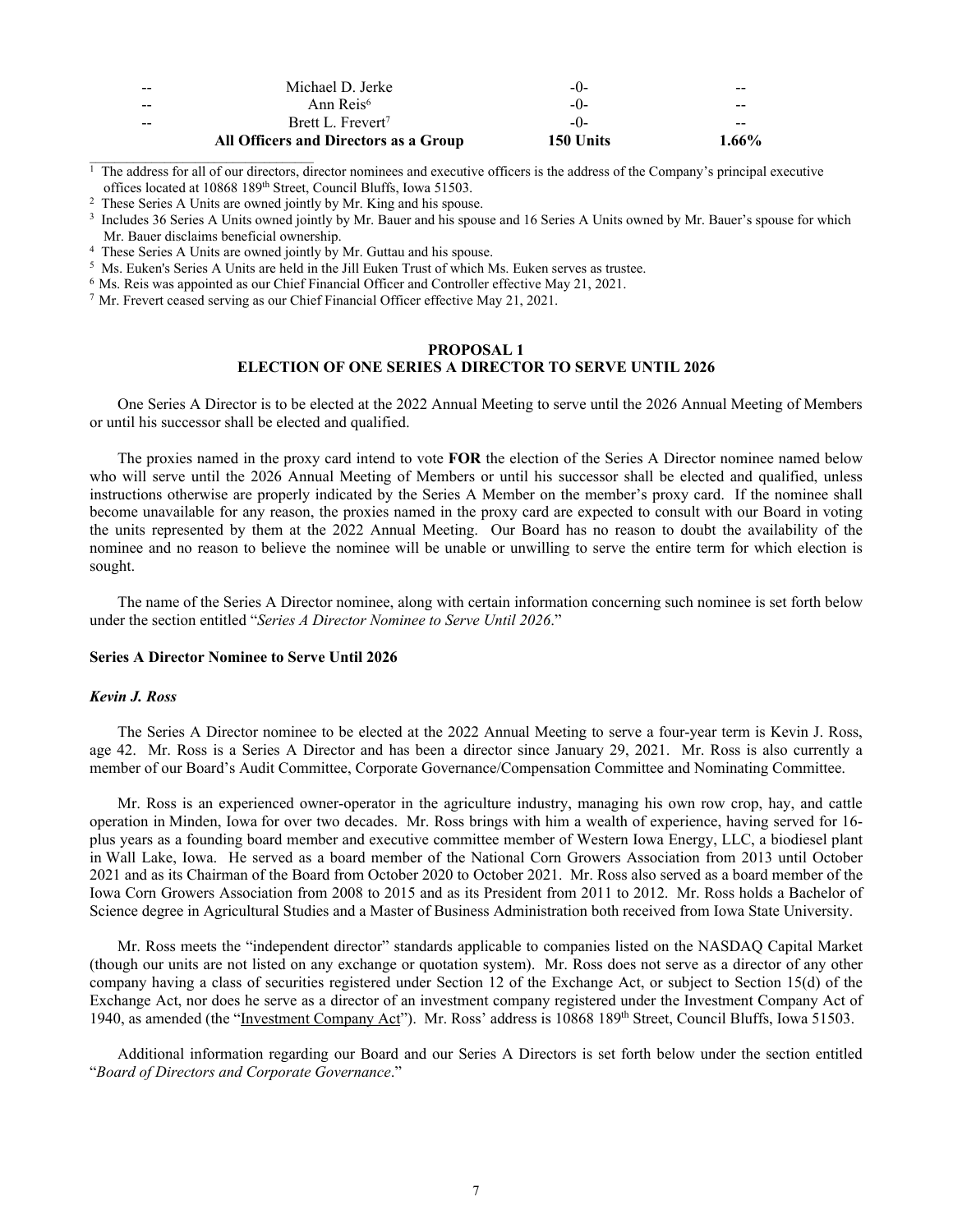| | | | |
|---|---|---|---|
| -- | Michael D. Jerke | -0- | -- |
| -- | Ann Reis[6] | -0- | -- |
| -- | Brett L. Frevert[7] | -0- | -- |
| | **All Officers and Directors as a Group** | **150 Units** | **1.66%** |

[1] The address for all of our directors, director nominees and executive officers is the address of the Company's principal executive offices located at 10868 189th Street, Council Bluffs, Iowa 51503.

[2] These Series A Units are owned jointly by Mr. King and his spouse.

[3] Includes 36 Series A Units owned jointly by Mr. Bauer and his spouse and 16 Series A Units owned by Mr. Bauer's spouse for which Mr. Bauer disclaims beneficial ownership.

[4] These Series A Units are owned jointly by Mr. Guttau and his spouse.

[5] Ms. Euken's Series A Units are held in the Jill Euken Trust of which Ms. Euken serves as trustee.

[6] Ms. Reis was appointed as our Chief Financial Officer and Controller effective May 21, 2021.

[7] Mr. Frevert ceased serving as our Chief Financial Officer effective May 21, 2021.

## PROPOSAL 1
## ELECTION OF ONE SERIES A DIRECTOR TO SERVE UNTIL 2026

One Series A Director is to be elected at the 2022 Annual Meeting to serve until the 2026 Annual Meeting of Members or until his successor shall be elected and qualified.

The proxies named in the proxy card intend to vote **FOR** the election of the Series A Director nominee named below who will serve until the 2026 Annual Meeting of Members or until his successor shall be elected and qualified, unless instructions otherwise are properly indicated by the Series A Member on the member's proxy card. If the nominee shall become unavailable for any reason, the proxies named in the proxy card are expected to consult with our Board in voting the units represented by them at the 2022 Annual Meeting. Our Board has no reason to doubt the availability of the nominee and no reason to believe the nominee will be unable or unwilling to serve the entire term for which election is sought.

The name of the Series A Director nominee, along with certain information concerning such nominee is set forth below under the section entitled "*Series A Director Nominee to Serve Until 2026*."

### Series A Director Nominee to Serve Until 2026

***Kevin J. Ross***

The Series A Director nominee to be elected at the 2022 Annual Meeting to serve a four-year term is Kevin J. Ross, age 42. Mr. Ross is a Series A Director and has been a director since January 29, 2021. Mr. Ross is also currently a member of our Board's Audit Committee, Corporate Governance/Compensation Committee and Nominating Committee.

Mr. Ross is an experienced owner-operator in the agriculture industry, managing his own row crop, hay, and cattle operation in Minden, Iowa for over two decades. Mr. Ross brings with him a wealth of experience, having served for 16-plus years as a founding board member and executive committee member of Western Iowa Energy, LLC, a biodiesel plant in Wall Lake, Iowa. He served as a board member of the National Corn Growers Association from 2013 until October 2021 and as its Chairman of the Board from October 2020 to October 2021. Mr. Ross also served as a board member of the Iowa Corn Growers Association from 2008 to 2015 and as its President from 2011 to 2012. Mr. Ross holds a Bachelor of Science degree in Agricultural Studies and a Master of Business Administration both received from Iowa State University.

Mr. Ross meets the "independent director" standards applicable to companies listed on the NASDAQ Capital Market (though our units are not listed on any exchange or quotation system). Mr. Ross does not serve as a director of any other company having a class of securities registered under Section 12 of the Exchange Act, or subject to Section 15(d) of the Exchange Act, nor does he serve as a director of an investment company registered under the Investment Company Act of 1940, as amended (the "Investment Company Act"). Mr. Ross' address is 10868 189th Street, Council Bluffs, Iowa 51503.

Additional information regarding our Board and our Series A Directors is set forth below under the section entitled "*Board of Directors and Corporate Governance*."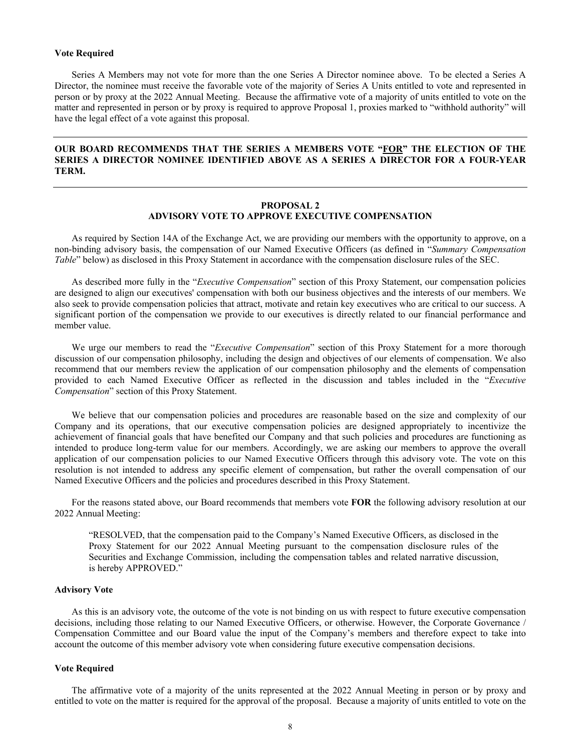#### Vote Required

Series A Members may not vote for more than the one Series A Director nominee above. To be elected a Series A Director, the nominee must receive the favorable vote of the majority of Series A Units entitled to vote and represented in person or by proxy at the 2022 Annual Meeting. Because the affirmative vote of a majority of units entitled to vote on the matter and represented in person or by proxy is required to approve Proposal 1, proxies marked to "withhold authority" will have the legal effect of a vote against this proposal.

---

**OUR BOARD RECOMMENDS THAT THE SERIES A MEMBERS VOTE "FOR" THE ELECTION OF THE SERIES A DIRECTOR NOMINEE IDENTIFIED ABOVE AS A SERIES A DIRECTOR FOR A FOUR-YEAR TERM.**

---

## PROPOSAL 2
## ADVISORY VOTE TO APPROVE EXECUTIVE COMPENSATION

As required by Section 14A of the Exchange Act, we are providing our members with the opportunity to approve, on a non-binding advisory basis, the compensation of our Named Executive Officers (as defined in "*Summary Compensation Table*" below) as disclosed in this Proxy Statement in accordance with the compensation disclosure rules of the SEC.

As described more fully in the "*Executive Compensation*" section of this Proxy Statement, our compensation policies are designed to align our executives' compensation with both our business objectives and the interests of our members. We also seek to provide compensation policies that attract, motivate and retain key executives who are critical to our success. A significant portion of the compensation we provide to our executives is directly related to our financial performance and member value.

We urge our members to read the "*Executive Compensation*" section of this Proxy Statement for a more thorough discussion of our compensation philosophy, including the design and objectives of our elements of compensation. We also recommend that our members review the application of our compensation philosophy and the elements of compensation provided to each Named Executive Officer as reflected in the discussion and tables included in the "*Executive Compensation*" section of this Proxy Statement.

We believe that our compensation policies and procedures are reasonable based on the size and complexity of our Company and its operations, that our executive compensation policies are designed appropriately to incentivize the achievement of financial goals that have benefited our Company and that such policies and procedures are functioning as intended to produce long-term value for our members. Accordingly, we are asking our members to approve the overall application of our compensation policies to our Named Executive Officers through this advisory vote. The vote on this resolution is not intended to address any specific element of compensation, but rather the overall compensation of our Named Executive Officers and the policies and procedures described in this Proxy Statement.

For the reasons stated above, our Board recommends that members vote **FOR** the following advisory resolution at our 2022 Annual Meeting:

> "RESOLVED, that the compensation paid to the Company's Named Executive Officers, as disclosed in the Proxy Statement for our 2022 Annual Meeting pursuant to the compensation disclosure rules of the Securities and Exchange Commission, including the compensation tables and related narrative discussion, is hereby APPROVED."

#### Advisory Vote

As this is an advisory vote, the outcome of the vote is not binding on us with respect to future executive compensation decisions, including those relating to our Named Executive Officers, or otherwise. However, the Corporate Governance / Compensation Committee and our Board value the input of the Company's members and therefore expect to take into account the outcome of this member advisory vote when considering future executive compensation decisions.

#### Vote Required

The affirmative vote of a majority of the units represented at the 2022 Annual Meeting in person or by proxy and entitled to vote on the matter is required for the approval of the proposal. Because a majority of units entitled to vote on the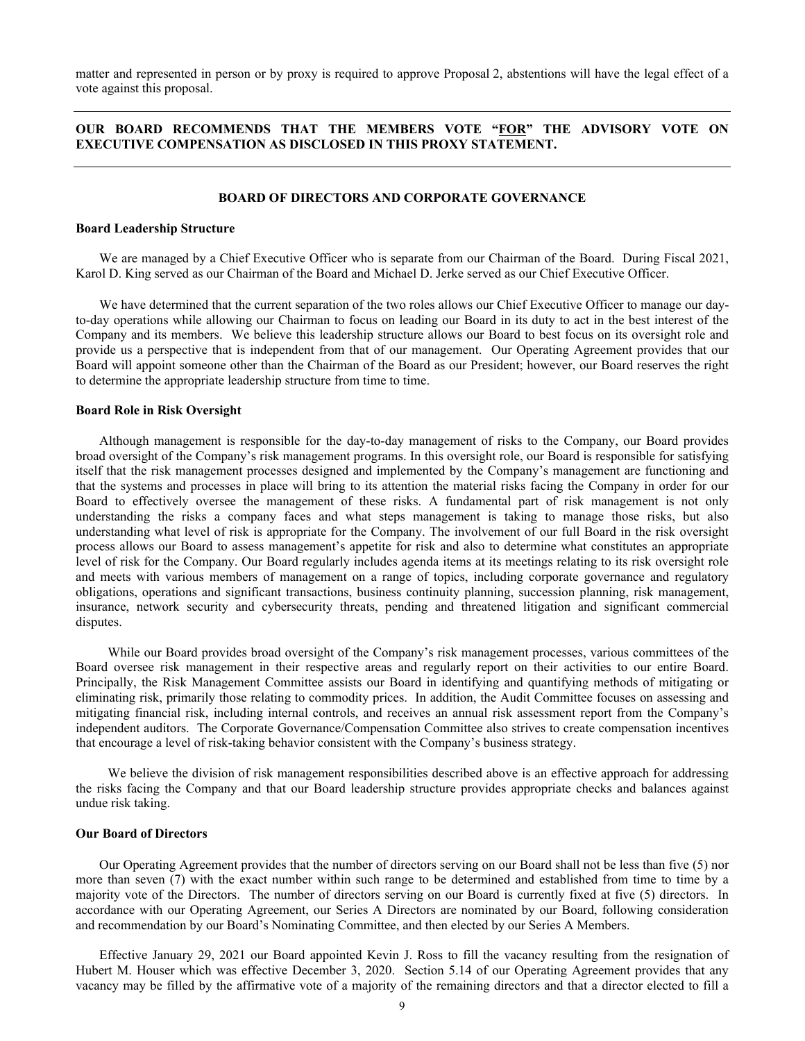matter and represented in person or by proxy is required to approve Proposal 2, abstentions will have the legal effect of a vote against this proposal.

---

**OUR BOARD RECOMMENDS THAT THE MEMBERS VOTE "FOR" THE ADVISORY VOTE ON EXECUTIVE COMPENSATION AS DISCLOSED IN THIS PROXY STATEMENT.**

---

## BOARD OF DIRECTORS AND CORPORATE GOVERNANCE

### Board Leadership Structure

We are managed by a Chief Executive Officer who is separate from our Chairman of the Board. During Fiscal 2021, Karol D. King served as our Chairman of the Board and Michael D. Jerke served as our Chief Executive Officer.

We have determined that the current separation of the two roles allows our Chief Executive Officer to manage our day-to-day operations while allowing our Chairman to focus on leading our Board in its duty to act in the best interest of the Company and its members. We believe this leadership structure allows our Board to best focus on its oversight role and provide us a perspective that is independent from that of our management. Our Operating Agreement provides that our Board will appoint someone other than the Chairman of the Board as our President; however, our Board reserves the right to determine the appropriate leadership structure from time to time.

### Board Role in Risk Oversight

Although management is responsible for the day-to-day management of risks to the Company, our Board provides broad oversight of the Company's risk management programs. In this oversight role, our Board is responsible for satisfying itself that the risk management processes designed and implemented by the Company's management are functioning and that the systems and processes in place will bring to its attention the material risks facing the Company in order for our Board to effectively oversee the management of these risks. A fundamental part of risk management is not only understanding the risks a company faces and what steps management is taking to manage those risks, but also understanding what level of risk is appropriate for the Company. The involvement of our full Board in the risk oversight process allows our Board to assess management's appetite for risk and also to determine what constitutes an appropriate level of risk for the Company. Our Board regularly includes agenda items at its meetings relating to its risk oversight role and meets with various members of management on a range of topics, including corporate governance and regulatory obligations, operations and significant transactions, business continuity planning, succession planning, risk management, insurance, network security and cybersecurity threats, pending and threatened litigation and significant commercial disputes.

While our Board provides broad oversight of the Company's risk management processes, various committees of the Board oversee risk management in their respective areas and regularly report on their activities to our entire Board. Principally, the Risk Management Committee assists our Board in identifying and quantifying methods of mitigating or eliminating risk, primarily those relating to commodity prices. In addition, the Audit Committee focuses on assessing and mitigating financial risk, including internal controls, and receives an annual risk assessment report from the Company's independent auditors. The Corporate Governance/Compensation Committee also strives to create compensation incentives that encourage a level of risk-taking behavior consistent with the Company's business strategy.

We believe the division of risk management responsibilities described above is an effective approach for addressing the risks facing the Company and that our Board leadership structure provides appropriate checks and balances against undue risk taking.

### Our Board of Directors

Our Operating Agreement provides that the number of directors serving on our Board shall not be less than five (5) nor more than seven (7) with the exact number within such range to be determined and established from time to time by a majority vote of the Directors. The number of directors serving on our Board is currently fixed at five (5) directors. In accordance with our Operating Agreement, our Series A Directors are nominated by our Board, following consideration and recommendation by our Board's Nominating Committee, and then elected by our Series A Members.

Effective January 29, 2021 our Board appointed Kevin J. Ross to fill the vacancy resulting from the resignation of Hubert M. Houser which was effective December 3, 2020. Section 5.14 of our Operating Agreement provides that any vacancy may be filled by the affirmative vote of a majority of the remaining directors and that a director elected to fill a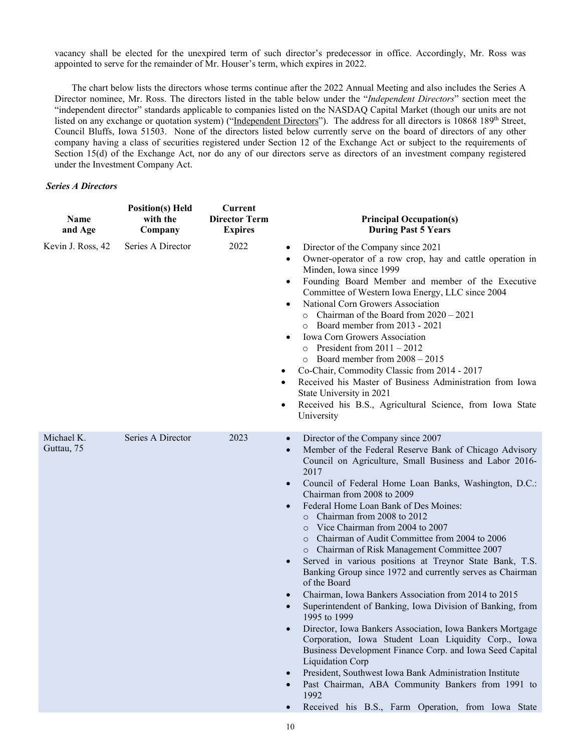vacancy shall be elected for the unexpired term of such director's predecessor in office. Accordingly, Mr. Ross was appointed to serve for the remainder of Mr. Houser's term, which expires in 2022.

The chart below lists the directors whose terms continue after the 2022 Annual Meeting and also includes the Series A Director nominee, Mr. Ross. The directors listed in the table below under the "*Independent Directors*" section meet the "independent director" standards applicable to companies listed on the NASDAQ Capital Market (though our units are not listed on any exchange or quotation system) ("Independent Directors"). The address for all directors is 10868 189th Street, Council Bluffs, Iowa 51503. None of the directors listed below currently serve on the board of directors of any other company having a class of securities registered under Section 12 of the Exchange Act or subject to the requirements of Section 15(d) of the Exchange Act, nor do any of our directors serve as directors of an investment company registered under the Investment Company Act.

***Series A Directors***

| Name and Age | Position(s) Held with the Company | Current Director Term Expires | Principal Occupation(s) During Past 5 Years |
|---|---|---|---|
| Kevin J. Ross, 42 | Series A Director | 2022 | • Director of the Company since 2021<br>• Owner-operator of a row crop, hay and cattle operation in Minden, Iowa since 1999<br>• Founding Board Member and member of the Executive Committee of Western Iowa Energy, LLC since 2004<br>• National Corn Growers Association<br>&nbsp;&nbsp;○ Chairman of the Board from 2020 – 2021<br>&nbsp;&nbsp;○ Board member from 2013 - 2021<br>• Iowa Corn Growers Association<br>&nbsp;&nbsp;○ President from 2011 – 2012<br>&nbsp;&nbsp;○ Board member from 2008 – 2015<br>• Co-Chair, Commodity Classic from 2014 - 2017<br>• Received his Master of Business Administration from Iowa State University in 2021<br>• Received his B.S., Agricultural Science, from Iowa State University |
| Michael K. Guttau, 75 | Series A Director | 2023 | • Director of the Company since 2007<br>• Member of the Federal Reserve Bank of Chicago Advisory Council on Agriculture, Small Business and Labor 2016-2017<br>• Council of Federal Home Loan Banks, Washington, D.C.: Chairman from 2008 to 2009<br>• Federal Home Loan Bank of Des Moines:<br>&nbsp;&nbsp;○ Chairman from 2008 to 2012<br>&nbsp;&nbsp;○ Vice Chairman from 2004 to 2007<br>&nbsp;&nbsp;○ Chairman of Audit Committee from 2004 to 2006<br>&nbsp;&nbsp;○ Chairman of Risk Management Committee 2007<br>• Served in various positions at Treynor State Bank, T.S. Banking Group since 1972 and currently serves as Chairman of the Board<br>• Chairman, Iowa Bankers Association from 2014 to 2015<br>• Superintendent of Banking, Iowa Division of Banking, from 1995 to 1999<br>• Director, Iowa Bankers Association, Iowa Bankers Mortgage Corporation, Iowa Student Loan Liquidity Corp., Iowa Business Development Finance Corp. and Iowa Seed Capital Liquidation Corp<br>• President, Southwest Iowa Bank Administration Institute<br>• Past Chairman, ABA Community Bankers from 1991 to 1992<br>• Received his B.S., Farm Operation, from Iowa State |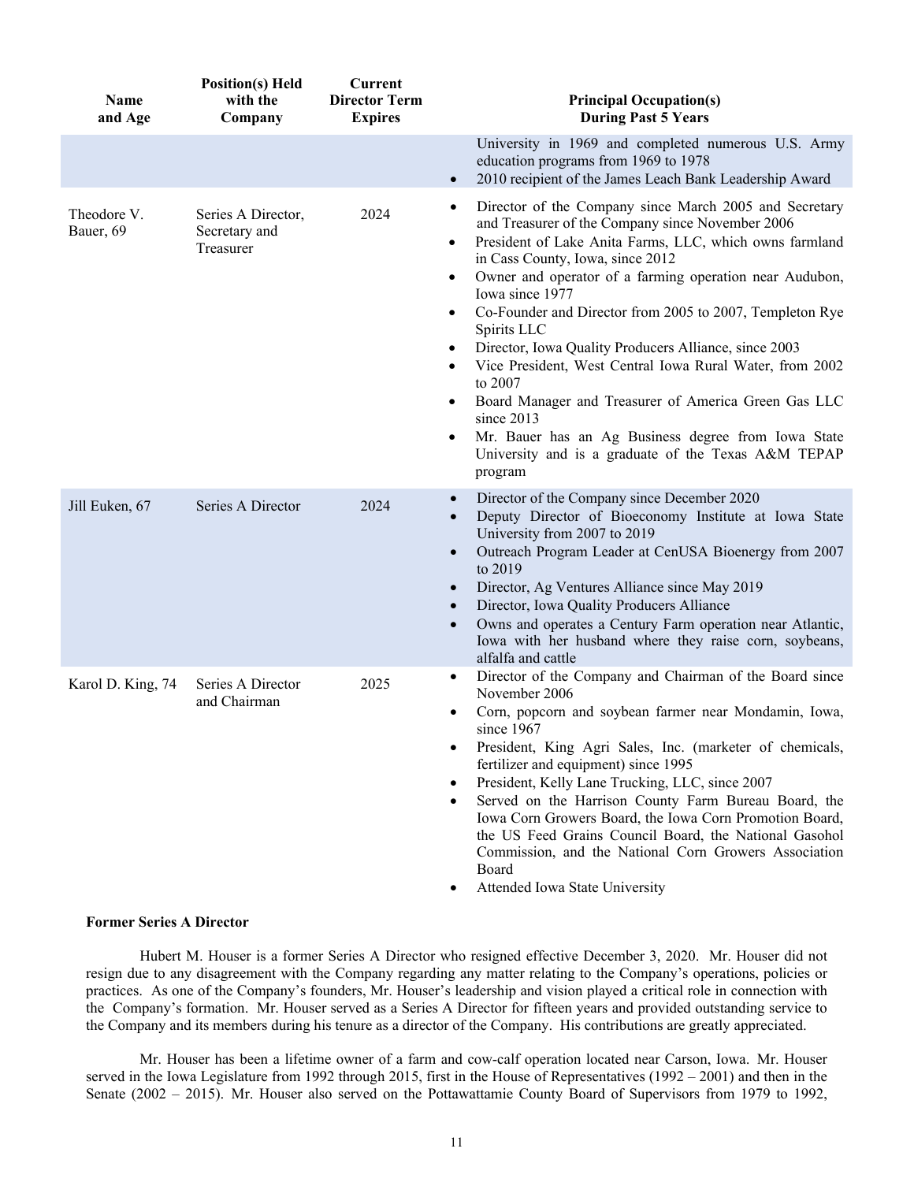| Name and Age | Position(s) Held with the Company | Current Director Term Expires | Principal Occupation(s) During Past 5 Years |
|---|---|---|---|
| | | | University in 1969 and completed numerous U.S. Army education programs from 1969 to 1978<br>• 2010 recipient of the James Leach Bank Leadership Award |
| Theodore V. Bauer, 69 | Series A Director, Secretary and Treasurer | 2024 | • Director of the Company since March 2005 and Secretary and Treasurer of the Company since November 2006<br>• President of Lake Anita Farms, LLC, which owns farmland in Cass County, Iowa, since 2012<br>• Owner and operator of a farming operation near Audubon, Iowa since 1977<br>• Co-Founder and Director from 2005 to 2007, Templeton Rye Spirits LLC<br>• Director, Iowa Quality Producers Alliance, since 2003<br>• Vice President, West Central Iowa Rural Water, from 2002 to 2007<br>• Board Manager and Treasurer of America Green Gas LLC since 2013<br>• Mr. Bauer has an Ag Business degree from Iowa State University and is a graduate of the Texas A&M TEPAP program |
| Jill Euken, 67 | Series A Director | 2024 | • Director of the Company since December 2020<br>• Deputy Director of Bioeconomy Institute at Iowa State University from 2007 to 2019<br>• Outreach Program Leader at CenUSA Bioenergy from 2007 to 2019<br>• Director, Ag Ventures Alliance since May 2019<br>• Director, Iowa Quality Producers Alliance<br>• Owns and operates a Century Farm operation near Atlantic, Iowa with her husband where they raise corn, soybeans, alfalfa and cattle |
| Karol D. King, 74 | Series A Director and Chairman | 2025 | • Director of the Company and Chairman of the Board since November 2006<br>• Corn, popcorn and soybean farmer near Mondamin, Iowa, since 1967<br>• President, King Agri Sales, Inc. (marketer of chemicals, fertilizer and equipment) since 1995<br>• President, Kelly Lane Trucking, LLC, since 2007<br>• Served on the Harrison County Farm Bureau Board, the Iowa Corn Growers Board, the Iowa Corn Promotion Board, the US Feed Grains Council Board, the National Gasohol Commission, and the National Corn Growers Association Board<br>• Attended Iowa State University |

**Former Series A Director**

Hubert M. Houser is a former Series A Director who resigned effective December 3, 2020. Mr. Houser did not resign due to any disagreement with the Company regarding any matter relating to the Company's operations, policies or practices. As one of the Company's founders, Mr. Houser's leadership and vision played a critical role in connection with the Company's formation. Mr. Houser served as a Series A Director for fifteen years and provided outstanding service to the Company and its members during his tenure as a director of the Company. His contributions are greatly appreciated.

Mr. Houser has been a lifetime owner of a farm and cow-calf operation located near Carson, Iowa. Mr. Houser served in the Iowa Legislature from 1992 through 2015, first in the House of Representatives (1992 – 2001) and then in the Senate (2002 – 2015). Mr. Houser also served on the Pottawattamie County Board of Supervisors from 1979 to 1992,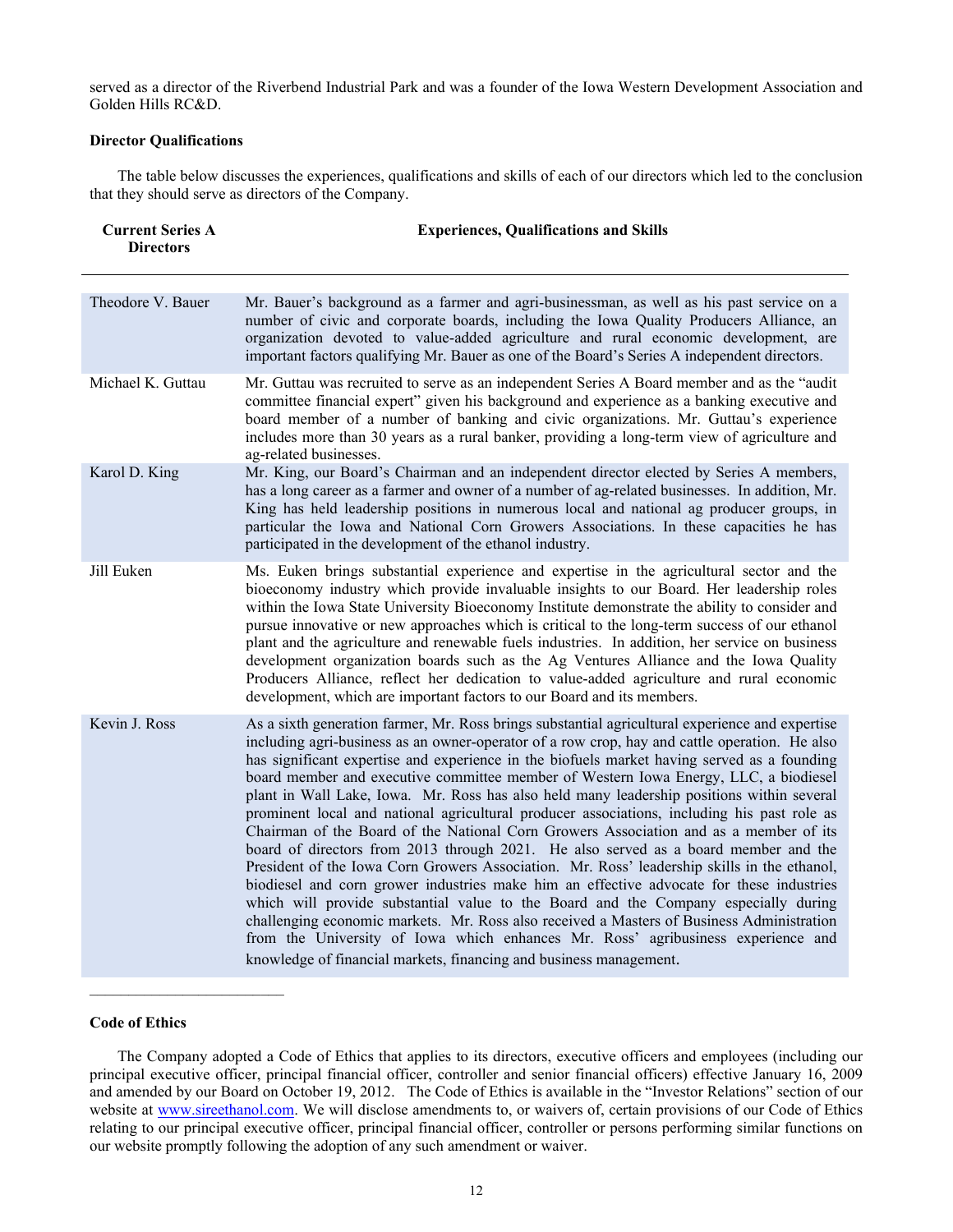served as a director of the Riverbend Industrial Park and was a founder of the Iowa Western Development Association and Golden Hills RC&D.

**Director Qualifications**

The table below discusses the experiences, qualifications and skills of each of our directors which led to the conclusion that they should serve as directors of the Company.

| Current Series A Directors | Experiences, Qualifications and Skills |
|---|---|
| Theodore V. Bauer | Mr. Bauer's background as a farmer and agri-businessman, as well as his past service on a number of civic and corporate boards, including the Iowa Quality Producers Alliance, an organization devoted to value-added agriculture and rural economic development, are important factors qualifying Mr. Bauer as one of the Board's Series A independent directors. |
| Michael K. Guttau | Mr. Guttau was recruited to serve as an independent Series A Board member and as the "audit committee financial expert" given his background and experience as a banking executive and board member of a number of banking and civic organizations. Mr. Guttau's experience includes more than 30 years as a rural banker, providing a long-term view of agriculture and ag-related businesses. |
| Karol D. King | Mr. King, our Board's Chairman and an independent director elected by Series A members, has a long career as a farmer and owner of a number of ag-related businesses. In addition, Mr. King has held leadership positions in numerous local and national ag producer groups, in particular the Iowa and National Corn Growers Associations. In these capacities he has participated in the development of the ethanol industry. |
| Jill Euken | Ms. Euken brings substantial experience and expertise in the agricultural sector and the bioeconomy industry which provide invaluable insights to our Board. Her leadership roles within the Iowa State University Bioeconomy Institute demonstrate the ability to consider and pursue innovative or new approaches which is critical to the long-term success of our ethanol plant and the agriculture and renewable fuels industries. In addition, her service on business development organization boards such as the Ag Ventures Alliance and the Iowa Quality Producers Alliance, reflect her dedication to value-added agriculture and rural economic development, which are important factors to our Board and its members. |
| Kevin J. Ross | As a sixth generation farmer, Mr. Ross brings substantial agricultural experience and expertise including agri-business as an owner-operator of a row crop, hay and cattle operation. He also has significant expertise and experience in the biofuels market having served as a founding board member and executive committee member of Western Iowa Energy, LLC, a biodiesel plant in Wall Lake, Iowa. Mr. Ross has also held many leadership positions within several prominent local and national agricultural producer associations, including his past role as Chairman of the Board of the National Corn Growers Association and as a member of its board of directors from 2013 through 2021. He also served as a board member and the President of the Iowa Corn Growers Association. Mr. Ross' leadership skills in the ethanol, biodiesel and corn grower industries make him an effective advocate for these industries which will provide substantial value to the Board and the Company especially during challenging economic markets. Mr. Ross also received a Masters of Business Administration from the University of Iowa which enhances Mr. Ross' agribusiness experience and knowledge of financial markets, financing and business management. |

**Code of Ethics**

The Company adopted a Code of Ethics that applies to its directors, executive officers and employees (including our principal executive officer, principal financial officer, controller and senior financial officers) effective January 16, 2009 and amended by our Board on October 19, 2012. The Code of Ethics is available in the "Investor Relations" section of our website at www.sireethanol.com. We will disclose amendments to, or waivers of, certain provisions of our Code of Ethics relating to our principal executive officer, principal financial officer, controller or persons performing similar functions on our website promptly following the adoption of any such amendment or waiver.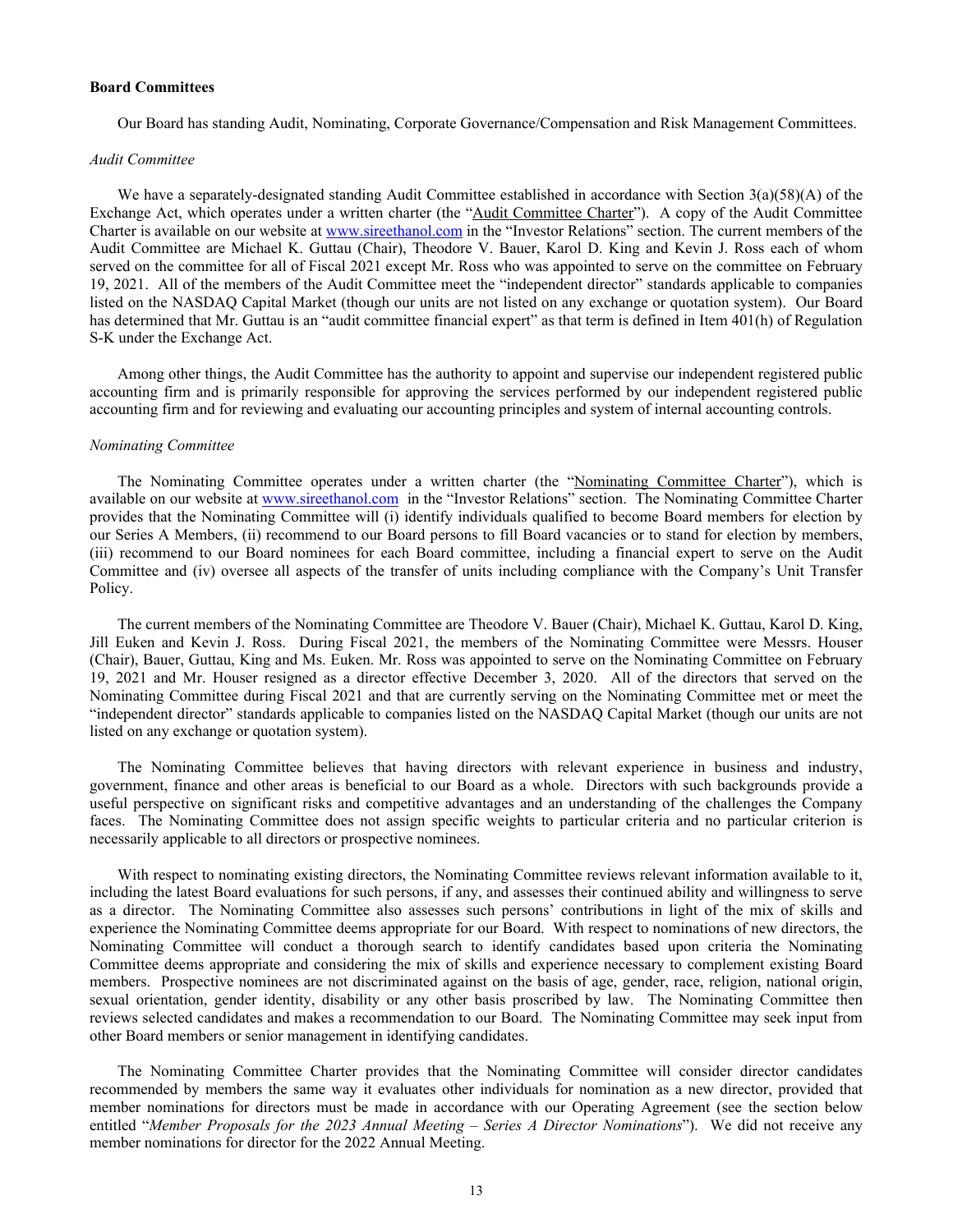**Board Committees**

Our Board has standing Audit, Nominating, Corporate Governance/Compensation and Risk Management Committees.

*Audit Committee*

We have a separately-designated standing Audit Committee established in accordance with Section 3(a)(58)(A) of the Exchange Act, which operates under a written charter (the "Audit Committee Charter"). A copy of the Audit Committee Charter is available on our website at www.sireethanol.com in the "Investor Relations" section. The current members of the Audit Committee are Michael K. Guttau (Chair), Theodore V. Bauer, Karol D. King and Kevin J. Ross each of whom served on the committee for all of Fiscal 2021 except Mr. Ross who was appointed to serve on the committee on February 19, 2021. All of the members of the Audit Committee meet the "independent director" standards applicable to companies listed on the NASDAQ Capital Market (though our units are not listed on any exchange or quotation system). Our Board has determined that Mr. Guttau is an "audit committee financial expert" as that term is defined in Item 401(h) of Regulation S-K under the Exchange Act.

Among other things, the Audit Committee has the authority to appoint and supervise our independent registered public accounting firm and is primarily responsible for approving the services performed by our independent registered public accounting firm and for reviewing and evaluating our accounting principles and system of internal accounting controls.

*Nominating Committee*

The Nominating Committee operates under a written charter (the "Nominating Committee Charter"), which is available on our website at www.sireethanol.com in the "Investor Relations" section. The Nominating Committee Charter provides that the Nominating Committee will (i) identify individuals qualified to become Board members for election by our Series A Members, (ii) recommend to our Board persons to fill Board vacancies or to stand for election by members, (iii) recommend to our Board nominees for each Board committee, including a financial expert to serve on the Audit Committee and (iv) oversee all aspects of the transfer of units including compliance with the Company's Unit Transfer Policy.

The current members of the Nominating Committee are Theodore V. Bauer (Chair), Michael K. Guttau, Karol D. King, Jill Euken and Kevin J. Ross. During Fiscal 2021, the members of the Nominating Committee were Messrs. Houser (Chair), Bauer, Guttau, King and Ms. Euken. Mr. Ross was appointed to serve on the Nominating Committee on February 19, 2021 and Mr. Houser resigned as a director effective December 3, 2020. All of the directors that served on the Nominating Committee during Fiscal 2021 and that are currently serving on the Nominating Committee met or meet the "independent director" standards applicable to companies listed on the NASDAQ Capital Market (though our units are not listed on any exchange or quotation system).

The Nominating Committee believes that having directors with relevant experience in business and industry, government, finance and other areas is beneficial to our Board as a whole. Directors with such backgrounds provide a useful perspective on significant risks and competitive advantages and an understanding of the challenges the Company faces. The Nominating Committee does not assign specific weights to particular criteria and no particular criterion is necessarily applicable to all directors or prospective nominees.

With respect to nominating existing directors, the Nominating Committee reviews relevant information available to it, including the latest Board evaluations for such persons, if any, and assesses their continued ability and willingness to serve as a director. The Nominating Committee also assesses such persons' contributions in light of the mix of skills and experience the Nominating Committee deems appropriate for our Board. With respect to nominations of new directors, the Nominating Committee will conduct a thorough search to identify candidates based upon criteria the Nominating Committee deems appropriate and considering the mix of skills and experience necessary to complement existing Board members. Prospective nominees are not discriminated against on the basis of age, gender, race, religion, national origin, sexual orientation, gender identity, disability or any other basis proscribed by law. The Nominating Committee then reviews selected candidates and makes a recommendation to our Board. The Nominating Committee may seek input from other Board members or senior management in identifying candidates.

The Nominating Committee Charter provides that the Nominating Committee will consider director candidates recommended by members the same way it evaluates other individuals for nomination as a new director, provided that member nominations for directors must be made in accordance with our Operating Agreement (see the section below entitled "*Member Proposals for the 2023 Annual Meeting – Series A Director Nominations*"). We did not receive any member nominations for director for the 2022 Annual Meeting.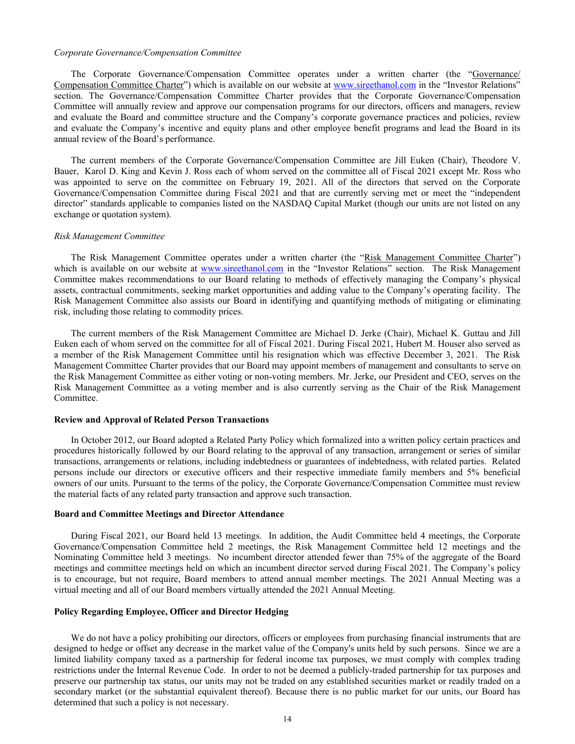*Corporate Governance/Compensation Committee*

The Corporate Governance/Compensation Committee operates under a written charter (the "Governance/ Compensation Committee Charter") which is available on our website at www.sireethanol.com in the "Investor Relations" section. The Governance/Compensation Committee Charter provides that the Corporate Governance/Compensation Committee will annually review and approve our compensation programs for our directors, officers and managers, review and evaluate the Board and committee structure and the Company's corporate governance practices and policies, review and evaluate the Company's incentive and equity plans and other employee benefit programs and lead the Board in its annual review of the Board's performance.

The current members of the Corporate Governance/Compensation Committee are Jill Euken (Chair), Theodore V. Bauer, Karol D. King and Kevin J. Ross each of whom served on the committee all of Fiscal 2021 except Mr. Ross who was appointed to serve on the committee on February 19, 2021. All of the directors that served on the Corporate Governance/Compensation Committee during Fiscal 2021 and that are currently serving met or meet the "independent director" standards applicable to companies listed on the NASDAQ Capital Market (though our units are not listed on any exchange or quotation system).

*Risk Management Committee*

The Risk Management Committee operates under a written charter (the "Risk Management Committee Charter") which is available on our website at www.sireethanol.com in the "Investor Relations" section. The Risk Management Committee makes recommendations to our Board relating to methods of effectively managing the Company's physical assets, contractual commitments, seeking market opportunities and adding value to the Company's operating facility. The Risk Management Committee also assists our Board in identifying and quantifying methods of mitigating or eliminating risk, including those relating to commodity prices.

The current members of the Risk Management Committee are Michael D. Jerke (Chair), Michael K. Guttau and Jill Euken each of whom served on the committee for all of Fiscal 2021. During Fiscal 2021, Hubert M. Houser also served as a member of the Risk Management Committee until his resignation which was effective December 3, 2021. The Risk Management Committee Charter provides that our Board may appoint members of management and consultants to serve on the Risk Management Committee as either voting or non-voting members. Mr. Jerke, our President and CEO, serves on the Risk Management Committee as a voting member and is also currently serving as the Chair of the Risk Management Committee.

**Review and Approval of Related Person Transactions**

In October 2012, our Board adopted a Related Party Policy which formalized into a written policy certain practices and procedures historically followed by our Board relating to the approval of any transaction, arrangement or series of similar transactions, arrangements or relations, including indebtedness or guarantees of indebtedness, with related parties. Related persons include our directors or executive officers and their respective immediate family members and 5% beneficial owners of our units. Pursuant to the terms of the policy, the Corporate Governance/Compensation Committee must review the material facts of any related party transaction and approve such transaction.

**Board and Committee Meetings and Director Attendance**

During Fiscal 2021, our Board held 13 meetings. In addition, the Audit Committee held 4 meetings, the Corporate Governance/Compensation Committee held 2 meetings, the Risk Management Committee held 12 meetings and the Nominating Committee held 3 meetings. No incumbent director attended fewer than 75% of the aggregate of the Board meetings and committee meetings held on which an incumbent director served during Fiscal 2021. The Company's policy is to encourage, but not require, Board members to attend annual member meetings. The 2021 Annual Meeting was a virtual meeting and all of our Board members virtually attended the 2021 Annual Meeting.

**Policy Regarding Employee, Officer and Director Hedging**

We do not have a policy prohibiting our directors, officers or employees from purchasing financial instruments that are designed to hedge or offset any decrease in the market value of the Company's units held by such persons. Since we are a limited liability company taxed as a partnership for federal income tax purposes, we must comply with complex trading restrictions under the Internal Revenue Code. In order to not be deemed a publicly-traded partnership for tax purposes and preserve our partnership tax status, our units may not be traded on any established securities market or readily traded on a secondary market (or the substantial equivalent thereof). Because there is no public market for our units, our Board has determined that such a policy is not necessary.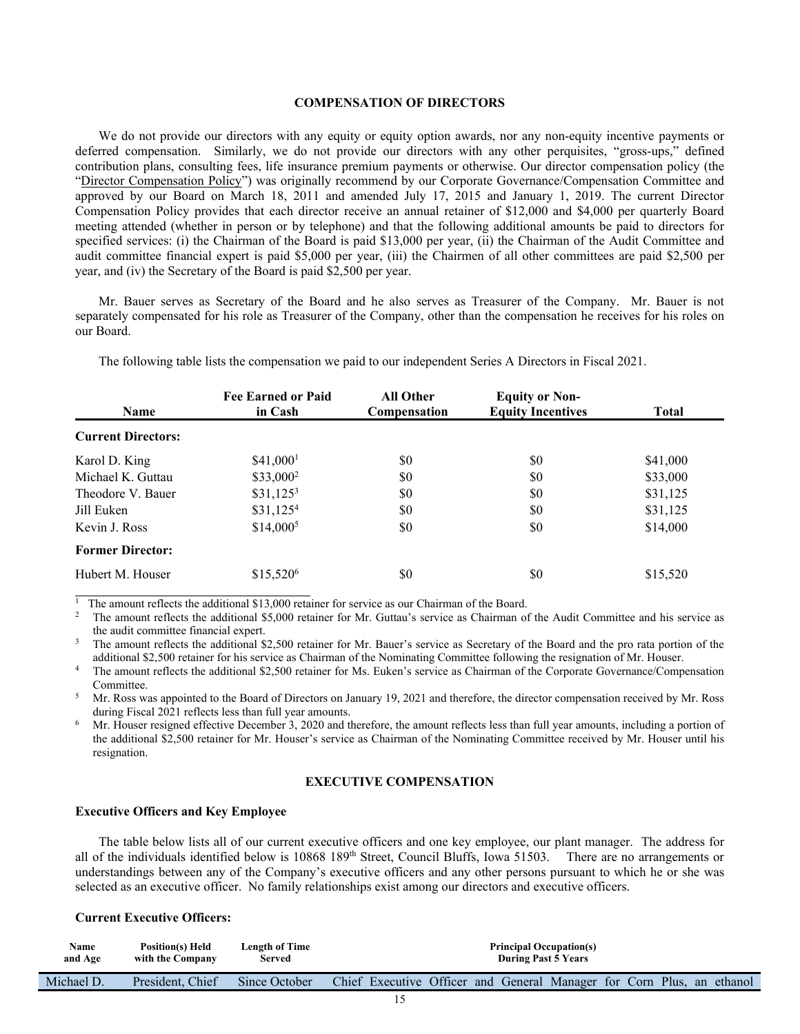## COMPENSATION OF DIRECTORS

We do not provide our directors with any equity or equity option awards, nor any non-equity incentive payments or deferred compensation. Similarly, we do not provide our directors with any other perquisites, "gross-ups," defined contribution plans, consulting fees, life insurance premium payments or otherwise. Our director compensation policy (the "Director Compensation Policy") was originally recommend by our Corporate Governance/Compensation Committee and approved by our Board on March 18, 2011 and amended July 17, 2015 and January 1, 2019. The current Director Compensation Policy provides that each director receive an annual retainer of $12,000 and $4,000 per quarterly Board meeting attended (whether in person or by telephone) and that the following additional amounts be paid to directors for specified services: (i) the Chairman of the Board is paid $13,000 per year, (ii) the Chairman of the Audit Committee and audit committee financial expert is paid $5,000 per year, (iii) the Chairmen of all other committees are paid $2,500 per year, and (iv) the Secretary of the Board is paid $2,500 per year.

Mr. Bauer serves as Secretary of the Board and he also serves as Treasurer of the Company. Mr. Bauer is not separately compensated for his role as Treasurer of the Company, other than the compensation he receives for his roles on our Board.

The following table lists the compensation we paid to our independent Series A Directors in Fiscal 2021.

| Name | Fee Earned or Paid in Cash | All Other Compensation | Equity or Non-Equity Incentives | Total |
|---|---|---|---|---|
| **Current Directors:** | | | | |
| Karol D. King | $41,000[1] | $0 | $0 | $41,000 |
| Michael K. Guttau | $33,000[2] | $0 | $0 | $33,000 |
| Theodore V. Bauer | $31,125[3] | $0 | $0 | $31,125 |
| Jill Euken | $31,125[4] | $0 | $0 | $31,125 |
| Kevin J. Ross | $14,000[5] | $0 | $0 | $14,000 |
| **Former Director:** | | | | |
| Hubert M. Houser | $15,520[6] | $0 | $0 | $15,520 |

[1] The amount reflects the additional $13,000 retainer for service as our Chairman of the Board.

[2] The amount reflects the additional $5,000 retainer for Mr. Guttau's service as Chairman of the Audit Committee and his service as the audit committee financial expert.

[3] The amount reflects the additional $2,500 retainer for Mr. Bauer's service as Secretary of the Board and the pro rata portion of the additional $2,500 retainer for his service as Chairman of the Nominating Committee following the resignation of Mr. Houser.

[4] The amount reflects the additional $2,500 retainer for Ms. Euken's service as Chairman of the Corporate Governance/Compensation Committee.

[5] Mr. Ross was appointed to the Board of Directors on January 19, 2021 and therefore, the director compensation received by Mr. Ross during Fiscal 2021 reflects less than full year amounts.

[6] Mr. Houser resigned effective December 3, 2020 and therefore, the amount reflects less than full year amounts, including a portion of the additional $2,500 retainer for Mr. Houser's service as Chairman of the Nominating Committee received by Mr. Houser until his resignation.

## EXECUTIVE COMPENSATION

### Executive Officers and Key Employee

The table below lists all of our current executive officers and one key employee, our plant manager. The address for all of the individuals identified below is 10868 189th Street, Council Bluffs, Iowa 51503. There are no arrangements or understandings between any of the Company's executive officers and any other persons pursuant to which he or she was selected as an executive officer. No family relationships exist among our directors and executive officers.

### Current Executive Officers:

| Name and Age | Position(s) Held with the Company | Length of Time Served | Principal Occupation(s) During Past 5 Years |
|---|---|---|---|
| Michael D. | President, Chief | Since October | Chief Executive Officer and General Manager for Corn Plus, an ethanol |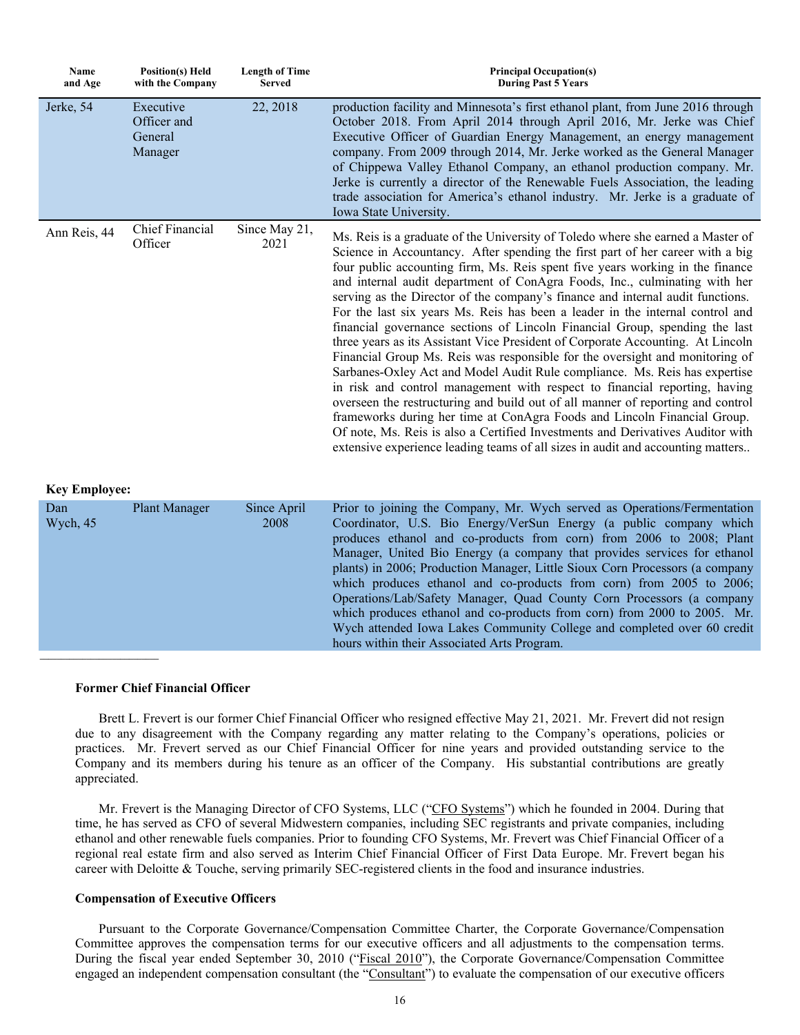| Name and Age | Position(s) Held with the Company | Length of Time Served | Principal Occupation(s) During Past 5 Years |
|---|---|---|---|
| Jerke, 54 | Executive Officer and General Manager | 22, 2018 | production facility and Minnesota's first ethanol plant, from June 2016 through October 2018. From April 2014 through April 2016, Mr. Jerke was Chief Executive Officer of Guardian Energy Management, an energy management company. From 2009 through 2014, Mr. Jerke worked as the General Manager of Chippewa Valley Ethanol Company, an ethanol production company. Mr. Jerke is currently a director of the Renewable Fuels Association, the leading trade association for America's ethanol industry. Mr. Jerke is a graduate of Iowa State University. |
| Ann Reis, 44 | Chief Financial Officer | Since May 21, 2021 | Ms. Reis is a graduate of the University of Toledo where she earned a Master of Science in Accountancy. After spending the first part of her career with a big four public accounting firm, Ms. Reis spent five years working in the finance and internal audit department of ConAgra Foods, Inc., culminating with her serving as the Director of the company's finance and internal audit functions. For the last six years Ms. Reis has been a leader in the internal control and financial governance sections of Lincoln Financial Group, spending the last three years as its Assistant Vice President of Corporate Accounting. At Lincoln Financial Group Ms. Reis was responsible for the oversight and monitoring of Sarbanes-Oxley Act and Model Audit Rule compliance. Ms. Reis has expertise in risk and control management with respect to financial reporting, having overseen the restructuring and build out of all manner of reporting and control frameworks during her time at ConAgra Foods and Lincoln Financial Group. Of note, Ms. Reis is also a Certified Investments and Derivatives Auditor with extensive experience leading teams of all sizes in audit and accounting matters.. |

**Key Employee:**

| Name and Age | Position(s) Held with the Company | Length of Time Served | Principal Occupation(s) During Past 5 Years |
|---|---|---|---|
| Dan Wych, 45 | Plant Manager | Since April 2008 | Prior to joining the Company, Mr. Wych served as Operations/Fermentation Coordinator, U.S. Bio Energy/VerSun Energy (a public company which produces ethanol and co-products from corn) from 2006 to 2008; Plant Manager, United Bio Energy (a company that provides services for ethanol plants) in 2006; Production Manager, Little Sioux Corn Processors (a company which produces ethanol and co-products from corn) from 2005 to 2006; Operations/Lab/Safety Manager, Quad County Corn Processors (a company which produces ethanol and co-products from corn) from 2000 to 2005. Mr. Wych attended Iowa Lakes Community College and completed over 60 credit hours within their Associated Arts Program. |

---

**Former Chief Financial Officer**

Brett L. Frevert is our former Chief Financial Officer who resigned effective May 21, 2021. Mr. Frevert did not resign due to any disagreement with the Company regarding any matter relating to the Company's operations, policies or practices. Mr. Frevert served as our Chief Financial Officer for nine years and provided outstanding service to the Company and its members during his tenure as an officer of the Company. His substantial contributions are greatly appreciated.

Mr. Frevert is the Managing Director of CFO Systems, LLC ("CFO Systems") which he founded in 2004. During that time, he has served as CFO of several Midwestern companies, including SEC registrants and private companies, including ethanol and other renewable fuels companies. Prior to founding CFO Systems, Mr. Frevert was Chief Financial Officer of a regional real estate firm and also served as Interim Chief Financial Officer of First Data Europe. Mr. Frevert began his career with Deloitte & Touche, serving primarily SEC-registered clients in the food and insurance industries.

**Compensation of Executive Officers**

Pursuant to the Corporate Governance/Compensation Committee Charter, the Corporate Governance/Compensation Committee approves the compensation terms for our executive officers and all adjustments to the compensation terms. During the fiscal year ended September 30, 2010 ("Fiscal 2010"), the Corporate Governance/Compensation Committee engaged an independent compensation consultant (the "Consultant") to evaluate the compensation of our executive officers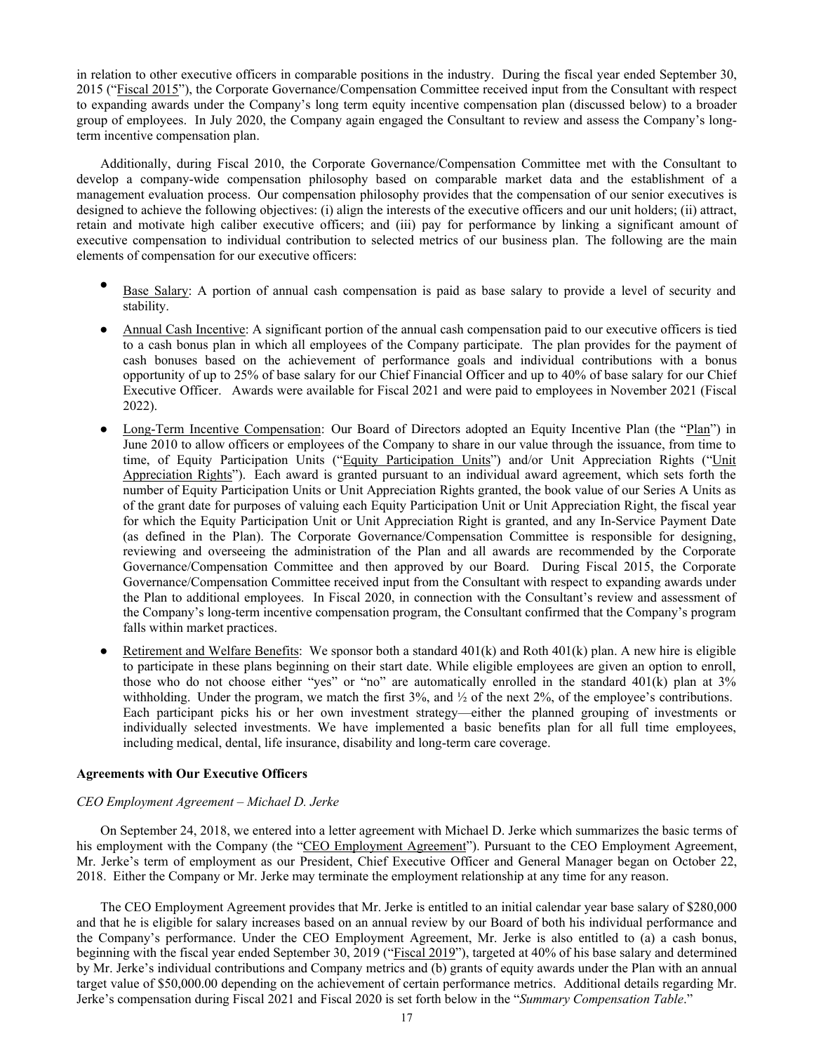in relation to other executive officers in comparable positions in the industry. During the fiscal year ended September 30, 2015 ("Fiscal 2015"), the Corporate Governance/Compensation Committee received input from the Consultant with respect to expanding awards under the Company's long term equity incentive compensation plan (discussed below) to a broader group of employees. In July 2020, the Company again engaged the Consultant to review and assess the Company's long-term incentive compensation plan.

Additionally, during Fiscal 2010, the Corporate Governance/Compensation Committee met with the Consultant to develop a company-wide compensation philosophy based on comparable market data and the establishment of a management evaluation process. Our compensation philosophy provides that the compensation of our senior executives is designed to achieve the following objectives: (i) align the interests of the executive officers and our unit holders; (ii) attract, retain and motivate high caliber executive officers; and (iii) pay for performance by linking a significant amount of executive compensation to individual contribution to selected metrics of our business plan. The following are the main elements of compensation for our executive officers:

- Base Salary: A portion of annual cash compensation is paid as base salary to provide a level of security and stability.
- Annual Cash Incentive: A significant portion of the annual cash compensation paid to our executive officers is tied to a cash bonus plan in which all employees of the Company participate. The plan provides for the payment of cash bonuses based on the achievement of performance goals and individual contributions with a bonus opportunity of up to 25% of base salary for our Chief Financial Officer and up to 40% of base salary for our Chief Executive Officer. Awards were available for Fiscal 2021 and were paid to employees in November 2021 (Fiscal 2022).
- Long-Term Incentive Compensation: Our Board of Directors adopted an Equity Incentive Plan (the "Plan") in June 2010 to allow officers or employees of the Company to share in our value through the issuance, from time to time, of Equity Participation Units ("Equity Participation Units") and/or Unit Appreciation Rights ("Unit Appreciation Rights"). Each award is granted pursuant to an individual award agreement, which sets forth the number of Equity Participation Units or Unit Appreciation Rights granted, the book value of our Series A Units as of the grant date for purposes of valuing each Equity Participation Unit or Unit Appreciation Right, the fiscal year for which the Equity Participation Unit or Unit Appreciation Right is granted, and any In-Service Payment Date (as defined in the Plan). The Corporate Governance/Compensation Committee is responsible for designing, reviewing and overseeing the administration of the Plan and all awards are recommended by the Corporate Governance/Compensation Committee and then approved by our Board. During Fiscal 2015, the Corporate Governance/Compensation Committee received input from the Consultant with respect to expanding awards under the Plan to additional employees. In Fiscal 2020, in connection with the Consultant's review and assessment of the Company's long-term incentive compensation program, the Consultant confirmed that the Company's program falls within market practices.
- Retirement and Welfare Benefits: We sponsor both a standard 401(k) and Roth 401(k) plan. A new hire is eligible to participate in these plans beginning on their start date. While eligible employees are given an option to enroll, those who do not choose either "yes" or "no" are automatically enrolled in the standard 401(k) plan at 3% withholding. Under the program, we match the first 3%, and ½ of the next 2%, of the employee's contributions. Each participant picks his or her own investment strategy—either the planned grouping of investments or individually selected investments. We have implemented a basic benefits plan for all full time employees, including medical, dental, life insurance, disability and long-term care coverage.

**Agreements with Our Executive Officers**

*CEO Employment Agreement – Michael D. Jerke*

On September 24, 2018, we entered into a letter agreement with Michael D. Jerke which summarizes the basic terms of his employment with the Company (the "CEO Employment Agreement"). Pursuant to the CEO Employment Agreement, Mr. Jerke's term of employment as our President, Chief Executive Officer and General Manager began on October 22, 2018. Either the Company or Mr. Jerke may terminate the employment relationship at any time for any reason.

The CEO Employment Agreement provides that Mr. Jerke is entitled to an initial calendar year base salary of $280,000 and that he is eligible for salary increases based on an annual review by our Board of both his individual performance and the Company's performance. Under the CEO Employment Agreement, Mr. Jerke is also entitled to (a) a cash bonus, beginning with the fiscal year ended September 30, 2019 ("Fiscal 2019"), targeted at 40% of his base salary and determined by Mr. Jerke's individual contributions and Company metrics and (b) grants of equity awards under the Plan with an annual target value of $50,000.00 depending on the achievement of certain performance metrics. Additional details regarding Mr. Jerke's compensation during Fiscal 2021 and Fiscal 2020 is set forth below in the "*Summary Compensation Table*."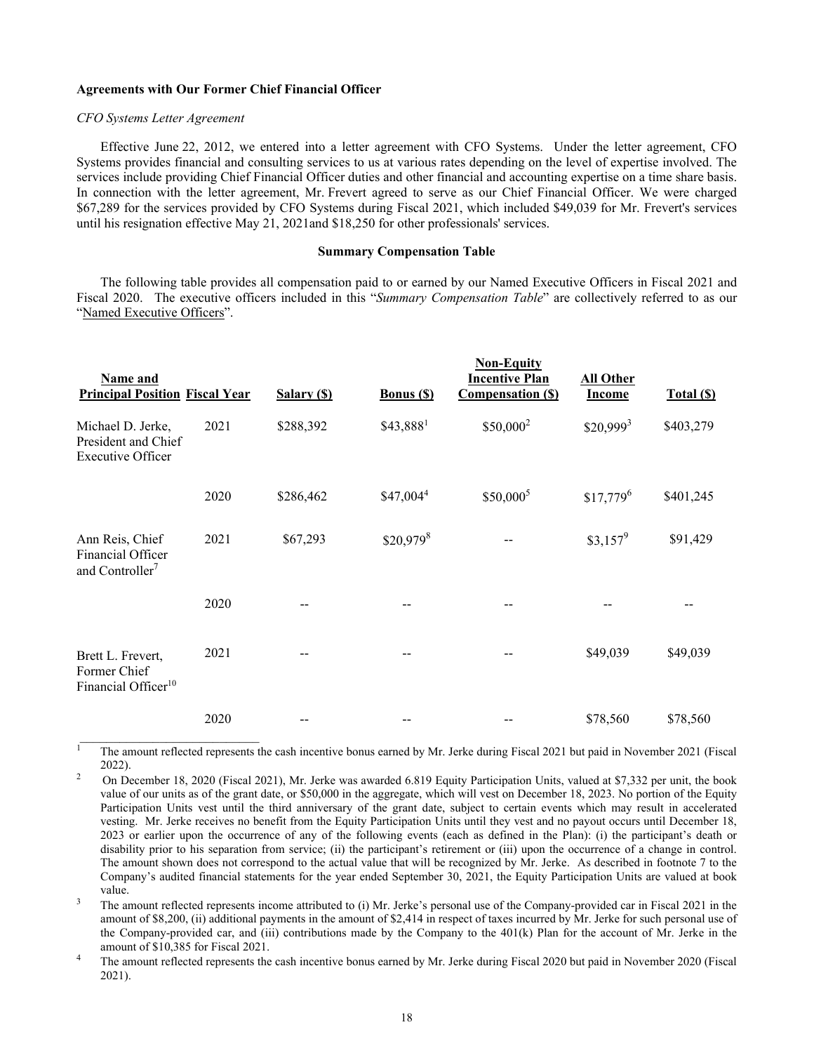**Agreements with Our Former Chief Financial Officer**

*CFO Systems Letter Agreement*

Effective June 22, 2012, we entered into a letter agreement with CFO Systems. Under the letter agreement, CFO Systems provides financial and consulting services to us at various rates depending on the level of expertise involved. The services include providing Chief Financial Officer duties and other financial and accounting expertise on a time share basis. In connection with the letter agreement, Mr. Frevert agreed to serve as our Chief Financial Officer. We were charged $67,289 for the services provided by CFO Systems during Fiscal 2021, which included $49,039 for Mr. Frevert's services until his resignation effective May 21, 2021and $18,250 for other professionals' services.

**Summary Compensation Table**

The following table provides all compensation paid to or earned by our Named Executive Officers in Fiscal 2021 and Fiscal 2020. The executive officers included in this "*Summary Compensation Table*" are collectively referred to as our "Named Executive Officers".

| Name and Principal Position | Fiscal Year | Salary ($) | Bonus ($) | Non-Equity Incentive Plan Compensation ($) | All Other Income | Total ($) |
|---|---|---|---|---|---|---|
| Michael D. Jerke, President and Chief Executive Officer | 2021 | $288,392 | $43,888[1] | $50,000[2] | $20,999[3] | $403,279 |
| | 2020 | $286,462 | $47,004[4] | $50,000[5] | $17,779[6] | $401,245 |
| Ann Reis, Chief Financial Officer and Controller[7] | 2021 | $67,293 | $20,979[8] | -- | $3,157[9] | $91,429 |
| | 2020 | -- | -- | -- | -- | -- |
| Brett L. Frevert, Former Chief Financial Officer[10] | 2021 | -- | -- | -- | $49,039 | $49,039 |
| | 2020 | -- | -- | -- | $78,560 | $78,560 |

[1] The amount reflected represents the cash incentive bonus earned by Mr. Jerke during Fiscal 2021 but paid in November 2021 (Fiscal 2022).

[2] On December 18, 2020 (Fiscal 2021), Mr. Jerke was awarded 6.819 Equity Participation Units, valued at $7,332 per unit, the book value of our units as of the grant date, or $50,000 in the aggregate, which will vest on December 18, 2023. No portion of the Equity Participation Units vest until the third anniversary of the grant date, subject to certain events which may result in accelerated vesting. Mr. Jerke receives no benefit from the Equity Participation Units until they vest and no payout occurs until December 18, 2023 or earlier upon the occurrence of any of the following events (each as defined in the Plan): (i) the participant's death or disability prior to his separation from service; (ii) the participant's retirement or (iii) upon the occurrence of a change in control. The amount shown does not correspond to the actual value that will be recognized by Mr. Jerke. As described in footnote 7 to the Company's audited financial statements for the year ended September 30, 2021, the Equity Participation Units are valued at book value.

[3] The amount reflected represents income attributed to (i) Mr. Jerke's personal use of the Company-provided car in Fiscal 2021 in the amount of $8,200, (ii) additional payments in the amount of $2,414 in respect of taxes incurred by Mr. Jerke for such personal use of the Company-provided car, and (iii) contributions made by the Company to the 401(k) Plan for the account of Mr. Jerke in the amount of $10,385 for Fiscal 2021.

[4] The amount reflected represents the cash incentive bonus earned by Mr. Jerke during Fiscal 2020 but paid in November 2020 (Fiscal 2021).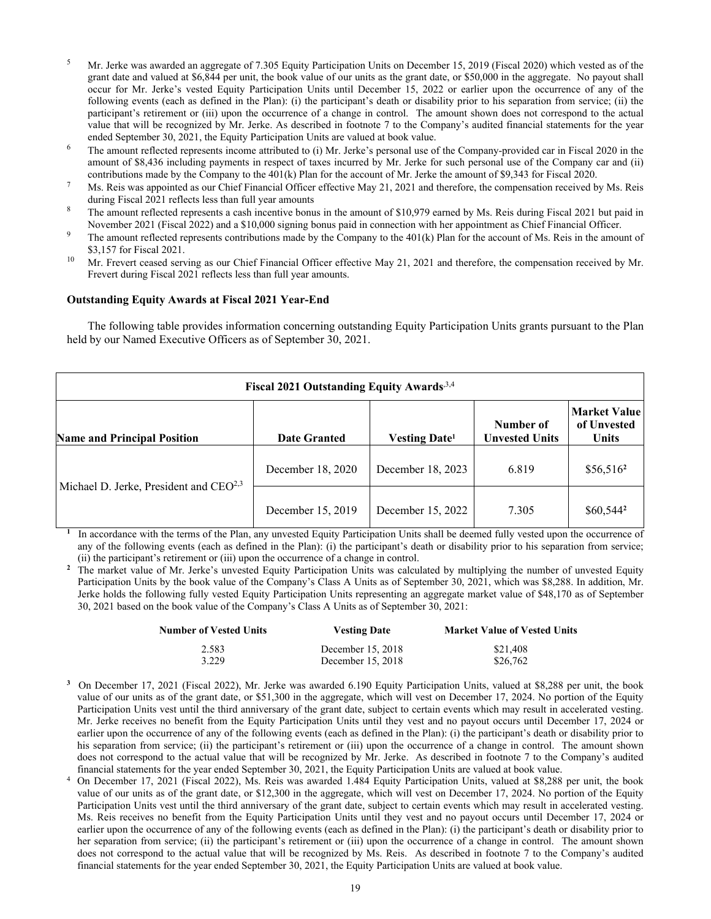5 Mr. Jerke was awarded an aggregate of 7.305 Equity Participation Units on December 15, 2019 (Fiscal 2020) which vested as of the grant date and valued at $6,844 per unit, the book value of our units as the grant date, or $50,000 in the aggregate. No payout shall occur for Mr. Jerke's vested Equity Participation Units until December 15, 2022 or earlier upon the occurrence of any of the following events (each as defined in the Plan): (i) the participant's death or disability prior to his separation from service; (ii) the participant's retirement or (iii) upon the occurrence of a change in control. The amount shown does not correspond to the actual value that will be recognized by Mr. Jerke. As described in footnote 7 to the Company's audited financial statements for the year ended September 30, 2021, the Equity Participation Units are valued at book value.

6 The amount reflected represents income attributed to (i) Mr. Jerke's personal use of the Company-provided car in Fiscal 2020 in the amount of $8,436 including payments in respect of taxes incurred by Mr. Jerke for such personal use of the Company car and (ii) contributions made by the Company to the 401(k) Plan for the account of Mr. Jerke the amount of $9,343 for Fiscal 2020.

7 Ms. Reis was appointed as our Chief Financial Officer effective May 21, 2021 and therefore, the compensation received by Ms. Reis during Fiscal 2021 reflects less than full year amounts

8 The amount reflected represents a cash incentive bonus in the amount of $10,979 earned by Ms. Reis during Fiscal 2021 but paid in November 2021 (Fiscal 2022) and a $10,000 signing bonus paid in connection with her appointment as Chief Financial Officer.

9 The amount reflected represents contributions made by the Company to the 401(k) Plan for the account of Ms. Reis in the amount of $3,157 for Fiscal 2021.

10 Mr. Frevert ceased serving as our Chief Financial Officer effective May 21, 2021 and therefore, the compensation received by Mr. Frevert during Fiscal 2021 reflects less than full year amounts.

### Outstanding Equity Awards at Fiscal 2021 Year-End

The following table provides information concerning outstanding Equity Participation Units grants pursuant to the Plan held by our Named Executive Officers as of September 30, 2021.

**Fiscal 2021 Outstanding Equity Awards**[3,4]

| Name and Principal Position | Date Granted | Vesting Date[1] | Number of Unvested Units | Market Value of Unvested Units |
|---|---|---|---|---|
| Michael D. Jerke, President and CEO[2,3] | December 18, 2020 | December 18, 2023 | 6.819 | $56,516[2] |
| | December 15, 2019 | December 15, 2022 | 7.305 | $60,544[2] |

1 In accordance with the terms of the Plan, any unvested Equity Participation Units shall be deemed fully vested upon the occurrence of any of the following events (each as defined in the Plan): (i) the participant's death or disability prior to his separation from service; (ii) the participant's retirement or (iii) upon the occurrence of a change in control.

2 The market value of Mr. Jerke's unvested Equity Participation Units was calculated by multiplying the number of unvested Equity Participation Units by the book value of the Company's Class A Units as of September 30, 2021, which was $8,288. In addition, Mr. Jerke holds the following fully vested Equity Participation Units representing an aggregate market value of $48,170 as of September 30, 2021 based on the book value of the Company's Class A Units as of September 30, 2021:

| Number of Vested Units | Vesting Date | Market Value of Vested Units |
|---|---|---|
| 2.583 | December 15, 2018 | $21,408 |
| 3.229 | December 15, 2018 | $26,762 |

3 On December 17, 2021 (Fiscal 2022), Mr. Jerke was awarded 6.190 Equity Participation Units, valued at $8,288 per unit, the book value of our units as of the grant date, or $51,300 in the aggregate, which will vest on December 17, 2024. No portion of the Equity Participation Units vest until the third anniversary of the grant date, subject to certain events which may result in accelerated vesting. Mr. Jerke receives no benefit from the Equity Participation Units until they vest and no payout occurs until December 17, 2024 or earlier upon the occurrence of any of the following events (each as defined in the Plan): (i) the participant's death or disability prior to his separation from service; (ii) the participant's retirement or (iii) upon the occurrence of a change in control. The amount shown does not correspond to the actual value that will be recognized by Mr. Jerke. As described in footnote 7 to the Company's audited financial statements for the year ended September 30, 2021, the Equity Participation Units are valued at book value.

4 On December 17, 2021 (Fiscal 2022), Ms. Reis was awarded 1.484 Equity Participation Units, valued at $8,288 per unit, the book value of our units as of the grant date, or $12,300 in the aggregate, which will vest on December 17, 2024. No portion of the Equity Participation Units vest until the third anniversary of the grant date, subject to certain events which may result in accelerated vesting. Ms. Reis receives no benefit from the Equity Participation Units until they vest and no payout occurs until December 17, 2024 or earlier upon the occurrence of any of the following events (each as defined in the Plan): (i) the participant's death or disability prior to her separation from service; (ii) the participant's retirement or (iii) upon the occurrence of a change in control. The amount shown does not correspond to the actual value that will be recognized by Ms. Reis. As described in footnote 7 to the Company's audited financial statements for the year ended September 30, 2021, the Equity Participation Units are valued at book value.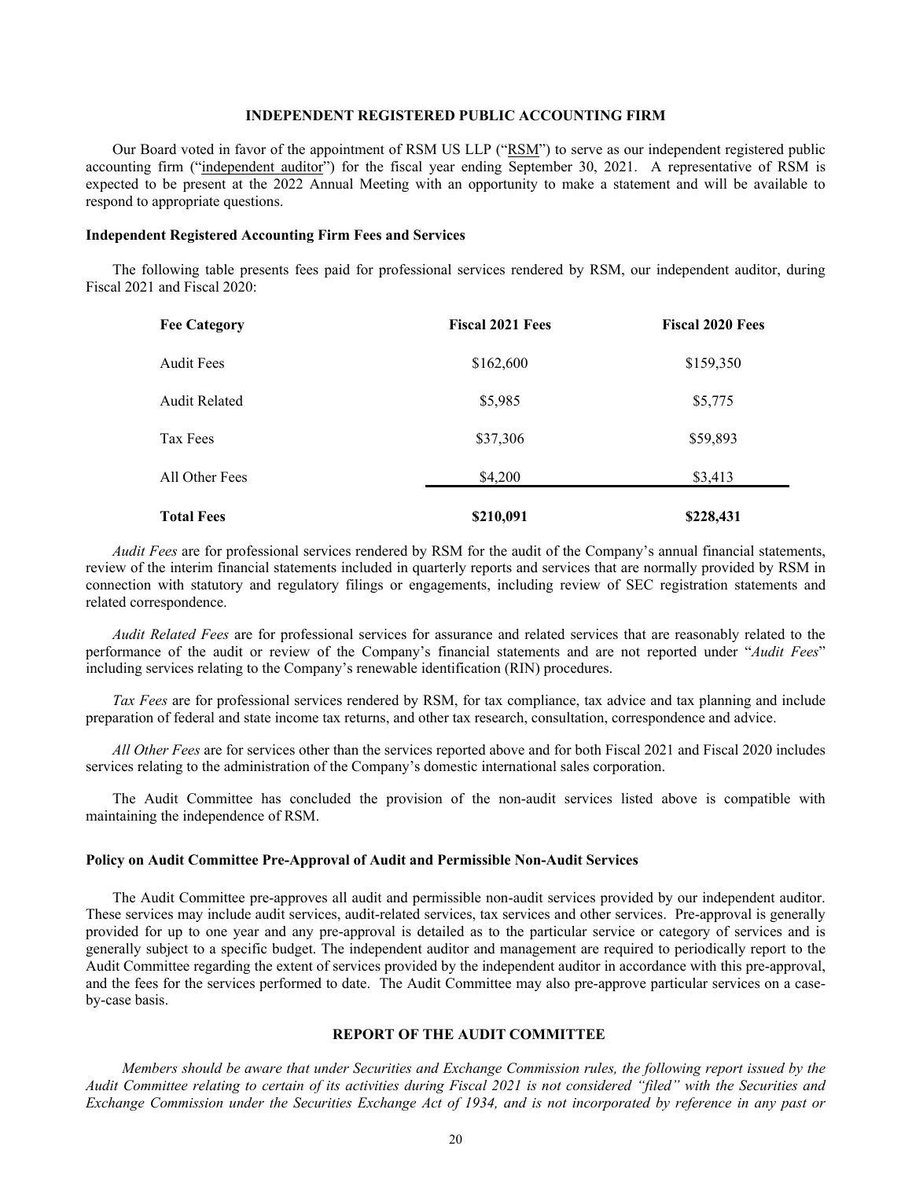## INDEPENDENT REGISTERED PUBLIC ACCOUNTING FIRM

Our Board voted in favor of the appointment of RSM US LLP ("RSM") to serve as our independent registered public accounting firm ("independent auditor") for the fiscal year ending September 30, 2021. A representative of RSM is expected to be present at the 2022 Annual Meeting with an opportunity to make a statement and will be available to respond to appropriate questions.

### Independent Registered Accounting Firm Fees and Services

The following table presents fees paid for professional services rendered by RSM, our independent auditor, during Fiscal 2021 and Fiscal 2020:

| Fee Category | Fiscal 2021 Fees | Fiscal 2020 Fees |
|---|---|---|
| Audit Fees | $162,600 | $159,350 |
| Audit Related | $5,985 | $5,775 |
| Tax Fees | $37,306 | $59,893 |
| All Other Fees | $4,200 | $3,413 |
| **Total Fees** | **$210,091** | **$228,431** |

*Audit Fees* are for professional services rendered by RSM for the audit of the Company's annual financial statements, review of the interim financial statements included in quarterly reports and services that are normally provided by RSM in connection with statutory and regulatory filings or engagements, including review of SEC registration statements and related correspondence.

*Audit Related Fees* are for professional services for assurance and related services that are reasonably related to the performance of the audit or review of the Company's financial statements and are not reported under "*Audit Fees*" including services relating to the Company's renewable identification (RIN) procedures.

*Tax Fees* are for professional services rendered by RSM, for tax compliance, tax advice and tax planning and include preparation of federal and state income tax returns, and other tax research, consultation, correspondence and advice.

*All Other Fees* are for services other than the services reported above and for both Fiscal 2021 and Fiscal 2020 includes services relating to the administration of the Company's domestic international sales corporation.

The Audit Committee has concluded the provision of the non-audit services listed above is compatible with maintaining the independence of RSM.

### Policy on Audit Committee Pre-Approval of Audit and Permissible Non-Audit Services

The Audit Committee pre-approves all audit and permissible non-audit services provided by our independent auditor. These services may include audit services, audit-related services, tax services and other services. Pre-approval is generally provided for up to one year and any pre-approval is detailed as to the particular service or category of services and is generally subject to a specific budget. The independent auditor and management are required to periodically report to the Audit Committee regarding the extent of services provided by the independent auditor in accordance with this pre-approval, and the fees for the services performed to date. The Audit Committee may also pre-approve particular services on a case-by-case basis.

## REPORT OF THE AUDIT COMMITTEE

*Members should be aware that under Securities and Exchange Commission rules, the following report issued by the Audit Committee relating to certain of its activities during Fiscal 2021 is not considered "filed" with the Securities and Exchange Commission under the Securities Exchange Act of 1934, and is not incorporated by reference in any past or*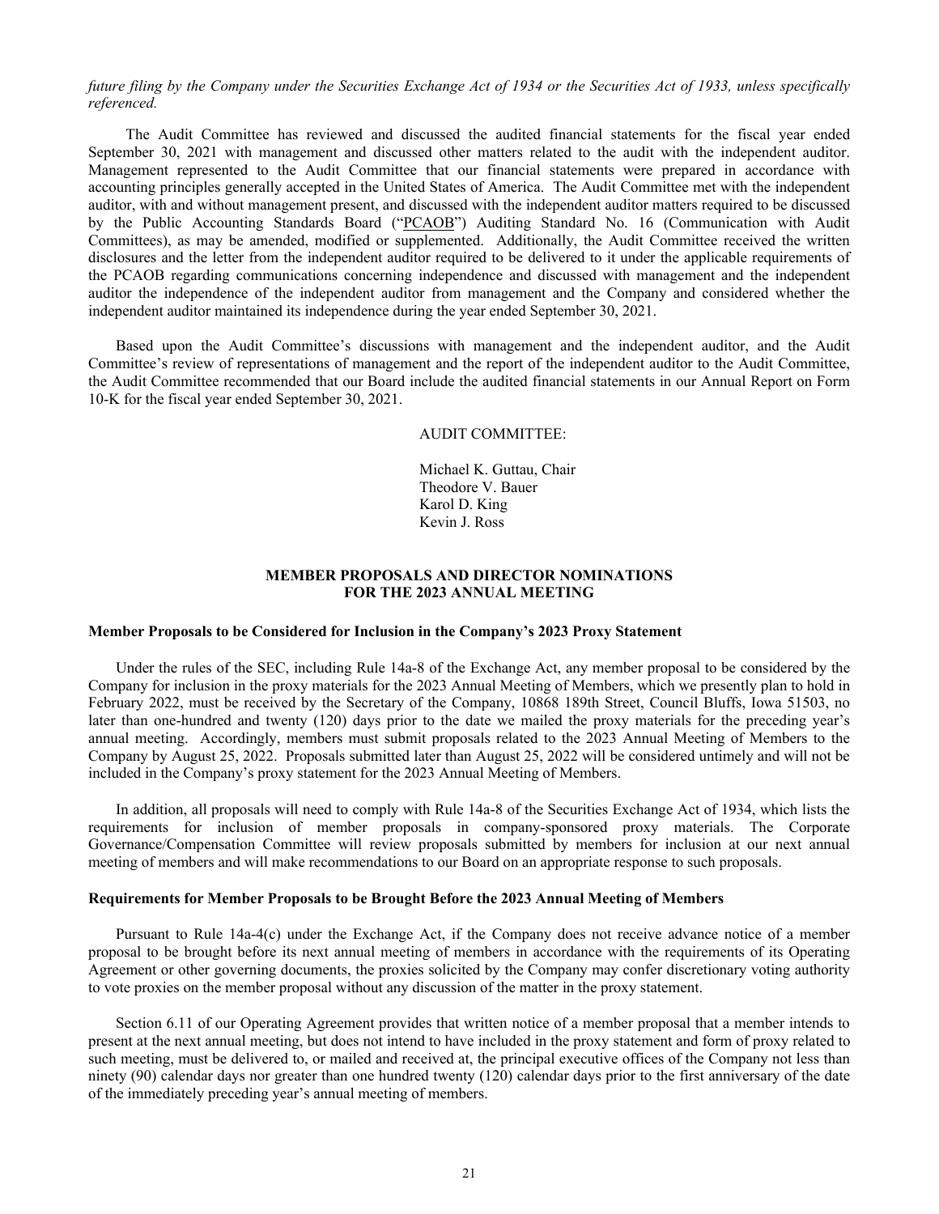*future filing by the Company under the Securities Exchange Act of 1934 or the Securities Act of 1933, unless specifically referenced.*

The Audit Committee has reviewed and discussed the audited financial statements for the fiscal year ended September 30, 2021 with management and discussed other matters related to the audit with the independent auditor. Management represented to the Audit Committee that our financial statements were prepared in accordance with accounting principles generally accepted in the United States of America. The Audit Committee met with the independent auditor, with and without management present, and discussed with the independent auditor matters required to be discussed by the Public Accounting Standards Board ("PCAOB") Auditing Standard No. 16 (Communication with Audit Committees), as may be amended, modified or supplemented. Additionally, the Audit Committee received the written disclosures and the letter from the independent auditor required to be delivered to it under the applicable requirements of the PCAOB regarding communications concerning independence and discussed with management and the independent auditor the independence of the independent auditor from management and the Company and considered whether the independent auditor maintained its independence during the year ended September 30, 2021.

Based upon the Audit Committee's discussions with management and the independent auditor, and the Audit Committee's review of representations of management and the report of the independent auditor to the Audit Committee, the Audit Committee recommended that our Board include the audited financial statements in our Annual Report on Form 10-K for the fiscal year ended September 30, 2021.

AUDIT COMMITTEE:

Michael K. Guttau, Chair
Theodore V. Bauer
Karol D. King
Kevin J. Ross

## MEMBER PROPOSALS AND DIRECTOR NOMINATIONS FOR THE 2023 ANNUAL MEETING

**Member Proposals to be Considered for Inclusion in the Company's 2023 Proxy Statement**

Under the rules of the SEC, including Rule 14a-8 of the Exchange Act, any member proposal to be considered by the Company for inclusion in the proxy materials for the 2023 Annual Meeting of Members, which we presently plan to hold in February 2022, must be received by the Secretary of the Company, 10868 189th Street, Council Bluffs, Iowa 51503, no later than one-hundred and twenty (120) days prior to the date we mailed the proxy materials for the preceding year's annual meeting. Accordingly, members must submit proposals related to the 2023 Annual Meeting of Members to the Company by August 25, 2022. Proposals submitted later than August 25, 2022 will be considered untimely and will not be included in the Company's proxy statement for the 2023 Annual Meeting of Members.

In addition, all proposals will need to comply with Rule 14a-8 of the Securities Exchange Act of 1934, which lists the requirements for inclusion of member proposals in company-sponsored proxy materials. The Corporate Governance/Compensation Committee will review proposals submitted by members for inclusion at our next annual meeting of members and will make recommendations to our Board on an appropriate response to such proposals.

**Requirements for Member Proposals to be Brought Before the 2023 Annual Meeting of Members**

Pursuant to Rule 14a-4(c) under the Exchange Act, if the Company does not receive advance notice of a member proposal to be brought before its next annual meeting of members in accordance with the requirements of its Operating Agreement or other governing documents, the proxies solicited by the Company may confer discretionary voting authority to vote proxies on the member proposal without any discussion of the matter in the proxy statement.

Section 6.11 of our Operating Agreement provides that written notice of a member proposal that a member intends to present at the next annual meeting, but does not intend to have included in the proxy statement and form of proxy related to such meeting, must be delivered to, or mailed and received at, the principal executive offices of the Company not less than ninety (90) calendar days nor greater than one hundred twenty (120) calendar days prior to the first anniversary of the date of the immediately preceding year's annual meeting of members.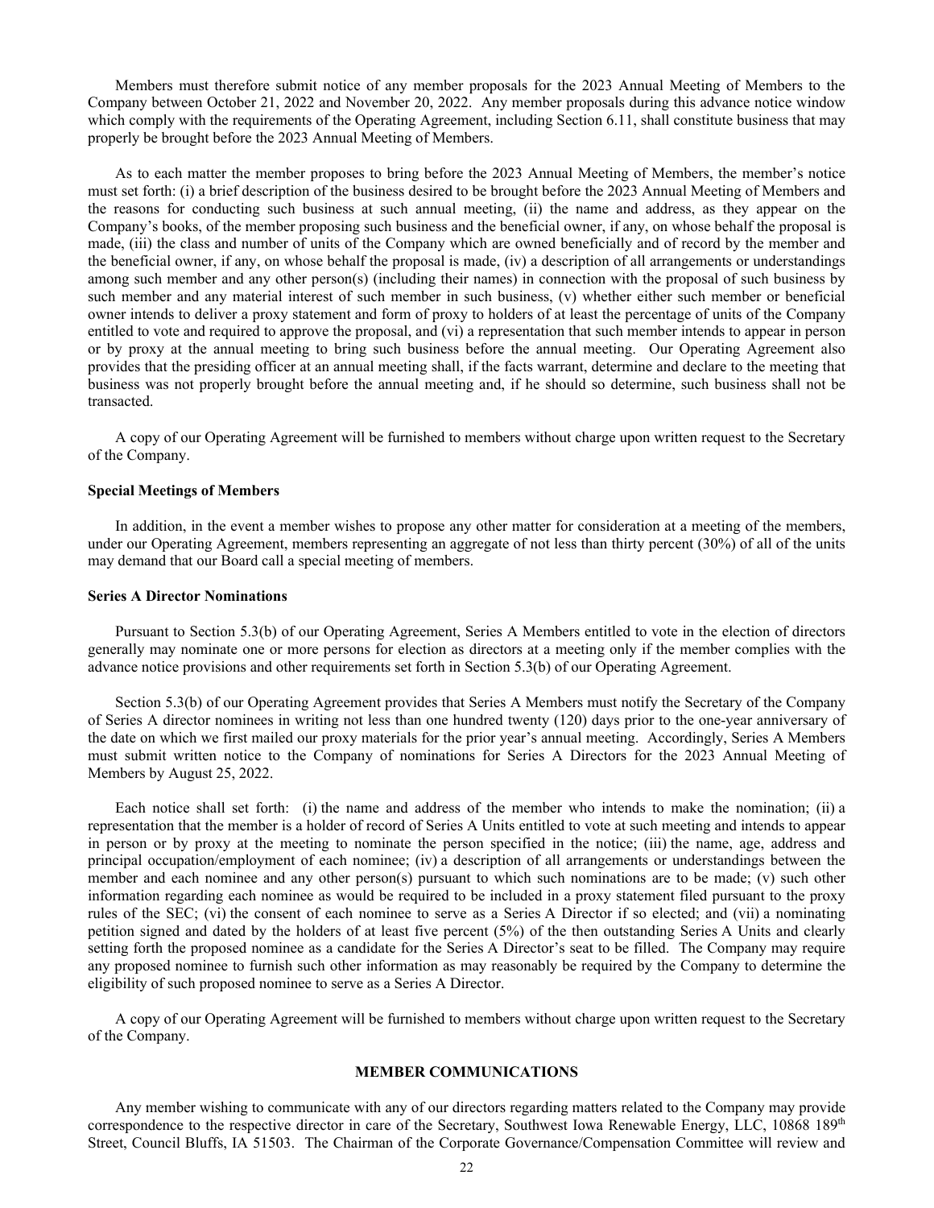Members must therefore submit notice of any member proposals for the 2023 Annual Meeting of Members to the Company between October 21, 2022 and November 20, 2022. Any member proposals during this advance notice window which comply with the requirements of the Operating Agreement, including Section 6.11, shall constitute business that may properly be brought before the 2023 Annual Meeting of Members.

As to each matter the member proposes to bring before the 2023 Annual Meeting of Members, the member's notice must set forth: (i) a brief description of the business desired to be brought before the 2023 Annual Meeting of Members and the reasons for conducting such business at such annual meeting, (ii) the name and address, as they appear on the Company's books, of the member proposing such business and the beneficial owner, if any, on whose behalf the proposal is made, (iii) the class and number of units of the Company which are owned beneficially and of record by the member and the beneficial owner, if any, on whose behalf the proposal is made, (iv) a description of all arrangements or understandings among such member and any other person(s) (including their names) in connection with the proposal of such business by such member and any material interest of such member in such business, (v) whether either such member or beneficial owner intends to deliver a proxy statement and form of proxy to holders of at least the percentage of units of the Company entitled to vote and required to approve the proposal, and (vi) a representation that such member intends to appear in person or by proxy at the annual meeting to bring such business before the annual meeting. Our Operating Agreement also provides that the presiding officer at an annual meeting shall, if the facts warrant, determine and declare to the meeting that business was not properly brought before the annual meeting and, if he should so determine, such business shall not be transacted.

A copy of our Operating Agreement will be furnished to members without charge upon written request to the Secretary of the Company.

**Special Meetings of Members**

In addition, in the event a member wishes to propose any other matter for consideration at a meeting of the members, under our Operating Agreement, members representing an aggregate of not less than thirty percent (30%) of all of the units may demand that our Board call a special meeting of members.

**Series A Director Nominations**

Pursuant to Section 5.3(b) of our Operating Agreement, Series A Members entitled to vote in the election of directors generally may nominate one or more persons for election as directors at a meeting only if the member complies with the advance notice provisions and other requirements set forth in Section 5.3(b) of our Operating Agreement.

Section 5.3(b) of our Operating Agreement provides that Series A Members must notify the Secretary of the Company of Series A director nominees in writing not less than one hundred twenty (120) days prior to the one-year anniversary of the date on which we first mailed our proxy materials for the prior year's annual meeting. Accordingly, Series A Members must submit written notice to the Company of nominations for Series A Directors for the 2023 Annual Meeting of Members by August 25, 2022.

Each notice shall set forth: (i) the name and address of the member who intends to make the nomination; (ii) a representation that the member is a holder of record of Series A Units entitled to vote at such meeting and intends to appear in person or by proxy at the meeting to nominate the person specified in the notice; (iii) the name, age, address and principal occupation/employment of each nominee; (iv) a description of all arrangements or understandings between the member and each nominee and any other person(s) pursuant to which such nominations are to be made; (v) such other information regarding each nominee as would be required to be included in a proxy statement filed pursuant to the proxy rules of the SEC; (vi) the consent of each nominee to serve as a Series A Director if so elected; and (vii) a nominating petition signed and dated by the holders of at least five percent (5%) of the then outstanding Series A Units and clearly setting forth the proposed nominee as a candidate for the Series A Director's seat to be filled. The Company may require any proposed nominee to furnish such other information as may reasonably be required by the Company to determine the eligibility of such proposed nominee to serve as a Series A Director.

A copy of our Operating Agreement will be furnished to members without charge upon written request to the Secretary of the Company.

## MEMBER COMMUNICATIONS

Any member wishing to communicate with any of our directors regarding matters related to the Company may provide correspondence to the respective director in care of the Secretary, Southwest Iowa Renewable Energy, LLC, 10868 189th Street, Council Bluffs, IA 51503. The Chairman of the Corporate Governance/Compensation Committee will review and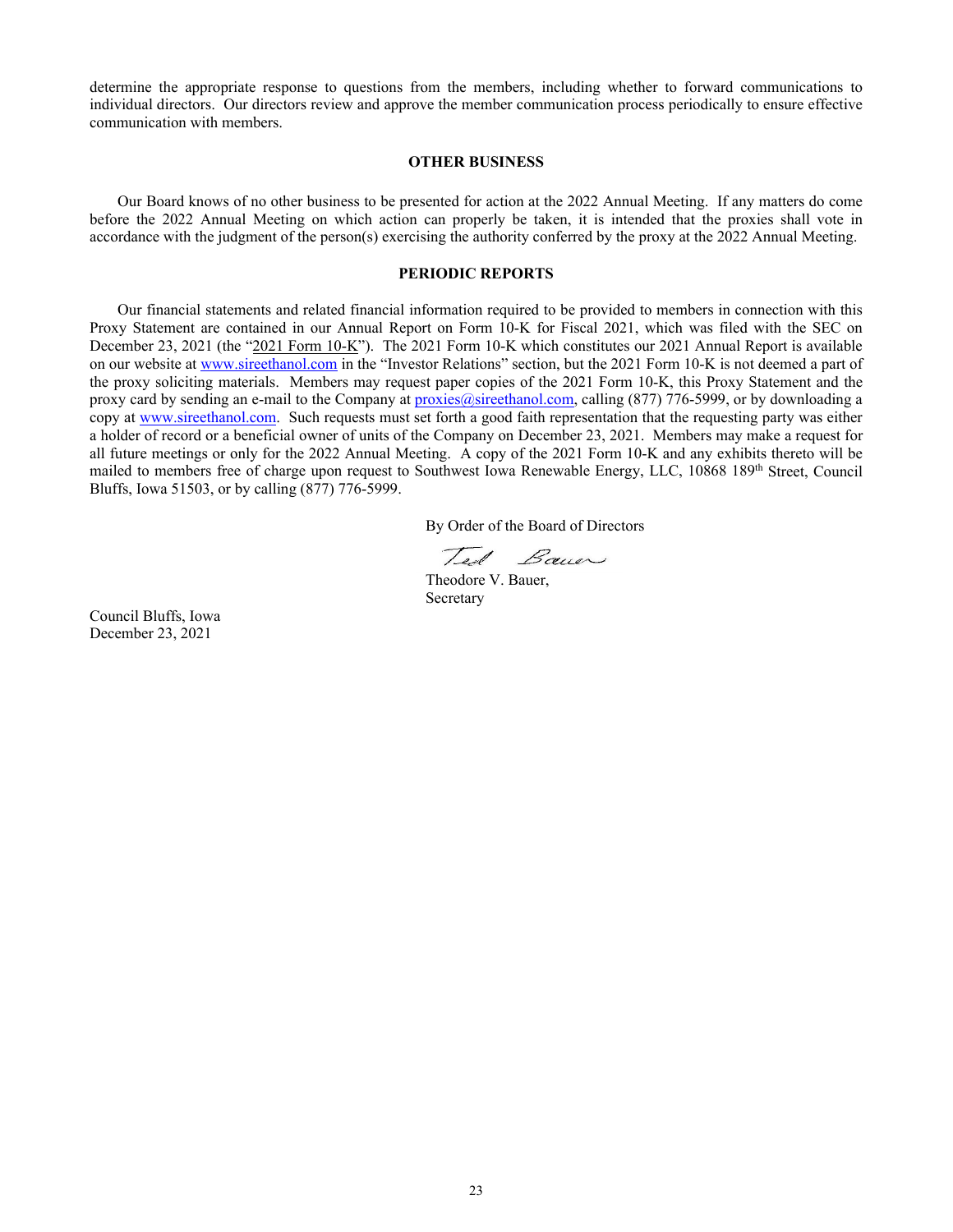determine the appropriate response to questions from the members, including whether to forward communications to individual directors. Our directors review and approve the member communication process periodically to ensure effective communication with members.

## OTHER BUSINESS

Our Board knows of no other business to be presented for action at the 2022 Annual Meeting. If any matters do come before the 2022 Annual Meeting on which action can properly be taken, it is intended that the proxies shall vote in accordance with the judgment of the person(s) exercising the authority conferred by the proxy at the 2022 Annual Meeting.

## PERIODIC REPORTS

Our financial statements and related financial information required to be provided to members in connection with this Proxy Statement are contained in our Annual Report on Form 10-K for Fiscal 2021, which was filed with the SEC on December 23, 2021 (the "2021 Form 10-K"). The 2021 Form 10-K which constitutes our 2021 Annual Report is available on our website at www.sireethanol.com in the "Investor Relations" section, but the 2021 Form 10-K is not deemed a part of the proxy soliciting materials. Members may request paper copies of the 2021 Form 10-K, this Proxy Statement and the proxy card by sending an e-mail to the Company at proxies@sireethanol.com, calling (877) 776-5999, or by downloading a copy at www.sireethanol.com. Such requests must set forth a good faith representation that the requesting party was either a holder of record or a beneficial owner of units of the Company on December 23, 2021. Members may make a request for all future meetings or only for the 2022 Annual Meeting. A copy of the 2021 Form 10-K and any exhibits thereto will be mailed to members free of charge upon request to Southwest Iowa Renewable Energy, LLC, 10868 189th Street, Council Bluffs, Iowa 51503, or by calling (877) 776-5999.

By Order of the Board of Directors

Ted Bauer

Theodore V. Bauer,
Secretary

Council Bluffs, Iowa
December 23, 2021